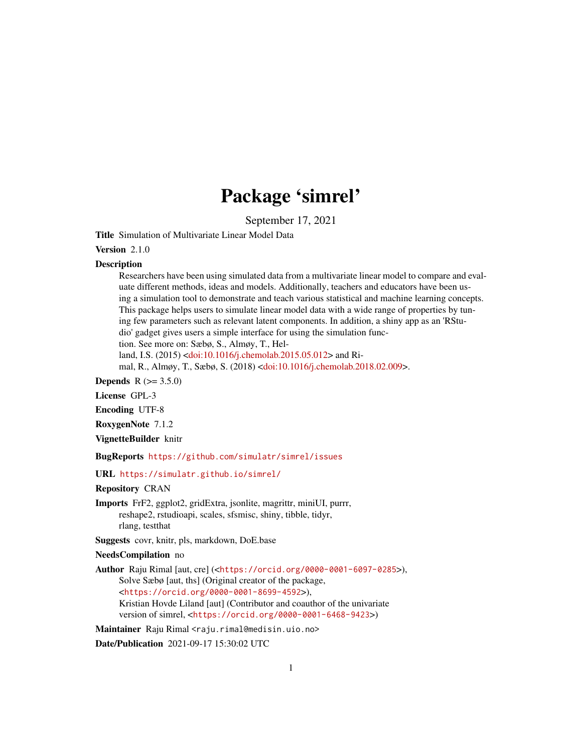# Package 'simrel'

September 17, 2021

**Title** Simulation of Multivariate Linear Model Data

**Version** 2.1.0

**Description** Researchers have been using simulated data from a multivariate linear model to compare and evaluate different methods, ideas and models. Additionally, teachers and educators have been using a simulation tool to demonstrate and teach various statistical and machine learning concepts. This package helps users to simulate linear model data with a wide range of properties by tuning few parameters such as relevant latent components. In addition, a shiny app as an 'RStudio' gadget gives users a simple interface for using the simulation function. See more on: Sæbø, S., Almøy, T., Helland, I.S. (2015) <doi:10.1016/j.chemolab.2015.05.012> and Rimal, R., Almøy, T., Sæbø, S. (2018) <doi:10.1016/j.chemolab.2018.02.009>.

**Depends** R (>= 3.5.0)

**License** GPL-3

**Encoding** UTF-8

**RoxygenNote** 7.1.2

**VignetteBuilder** knitr

**BugReports** https://github.com/simulatr/simrel/issues

**URL** https://simulatr.github.io/simrel/

**Repository** CRAN

**Imports** FrF2, ggplot2, gridExtra, jsonlite, magrittr, miniUI, purrr, reshape2, rstudioapi, scales, sfsmisc, shiny, tibble, tidyr, rlang, testthat

**Suggests** covr, knitr, pls, markdown, DoE.base

**NeedsCompilation** no

**Author** Raju Rimal [aut, cre] (<https://orcid.org/0000-0001-6097-0285>), Solve Sæbø [aut, ths] (Original creator of the package, <https://orcid.org/0000-0001-8699-4592>), Kristian Hovde Liland [aut] (Contributor and coauthor of the univariate version of simrel, <https://orcid.org/0000-0001-6468-9423>)

**Maintainer** Raju Rimal <raju.rimal@medisin.uio.no>

**Date/Publication** 2021-09-17 15:30:02 UTC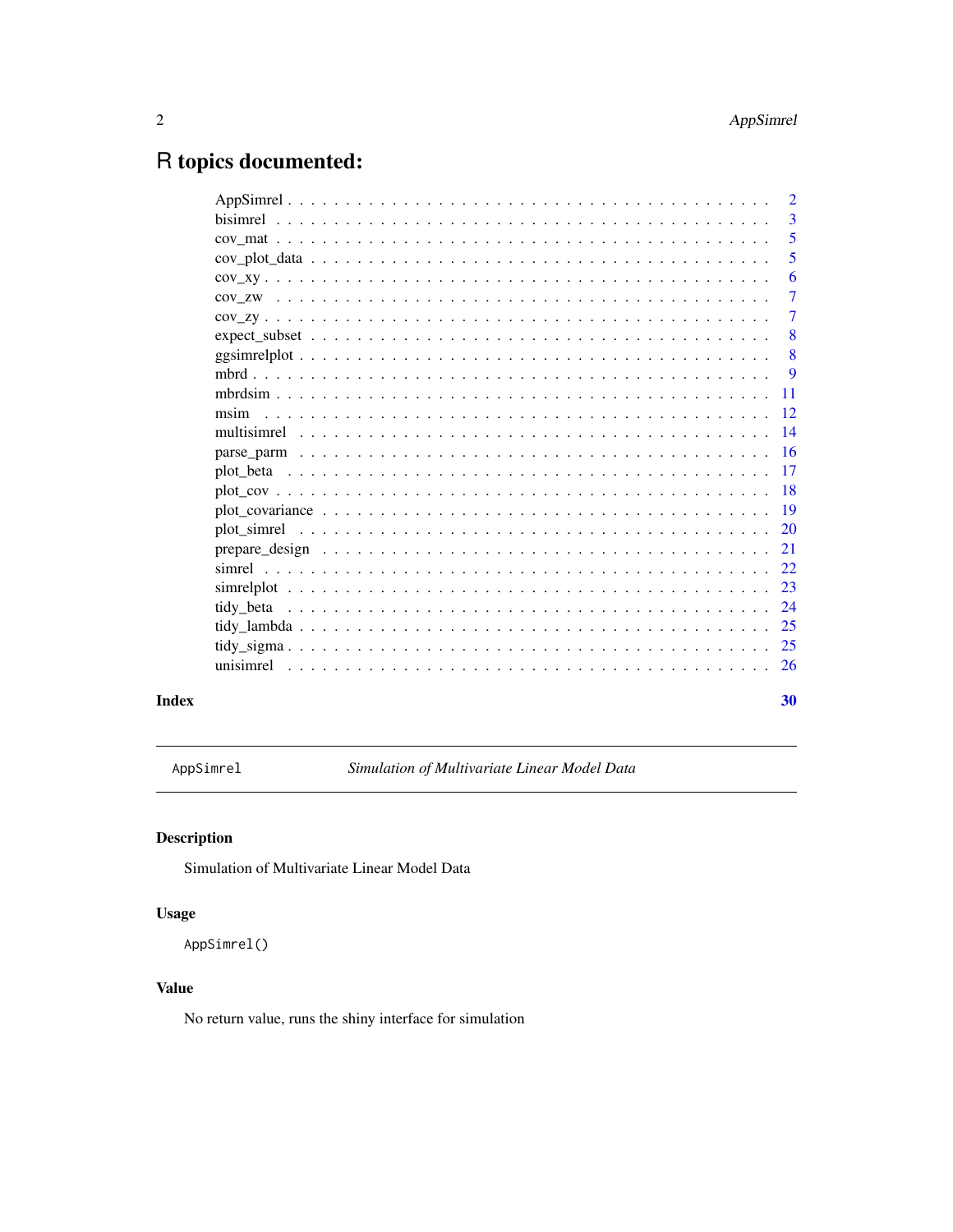# R topics documented:

| | |
|---|---|
| AppSimrel | 2 |
| bisimrel | 3 |
| cov_mat | 5 |
| cov_plot_data | 5 |
| cov_xy | 6 |
| cov_zw | 7 |
| cov_zy | 7 |
| expect_subset | 8 |
| ggsimrelplot | 8 |
| mbrd | 9 |
| mbrdsim | 11 |
| msim | 12 |
| multisimrel | 14 |
| parse_parm | 16 |
| plot_beta | 17 |
| plot_cov | 18 |
| plot_covariance | 19 |
| plot_simrel | 20 |
| prepare_design | 21 |
| simrel | 22 |
| simrelplot | 23 |
| tidy_beta | 24 |
| tidy_lambda | 25 |
| tidy_sigma | 25 |
| unisimrel | 26 |

**Index** **30**

---

`AppSimrel` *Simulation of Multivariate Linear Model Data*

---

## Description

Simulation of Multivariate Linear Model Data

## Usage

```
AppSimrel()
```

## Value

No return value, runs the shiny interface for simulation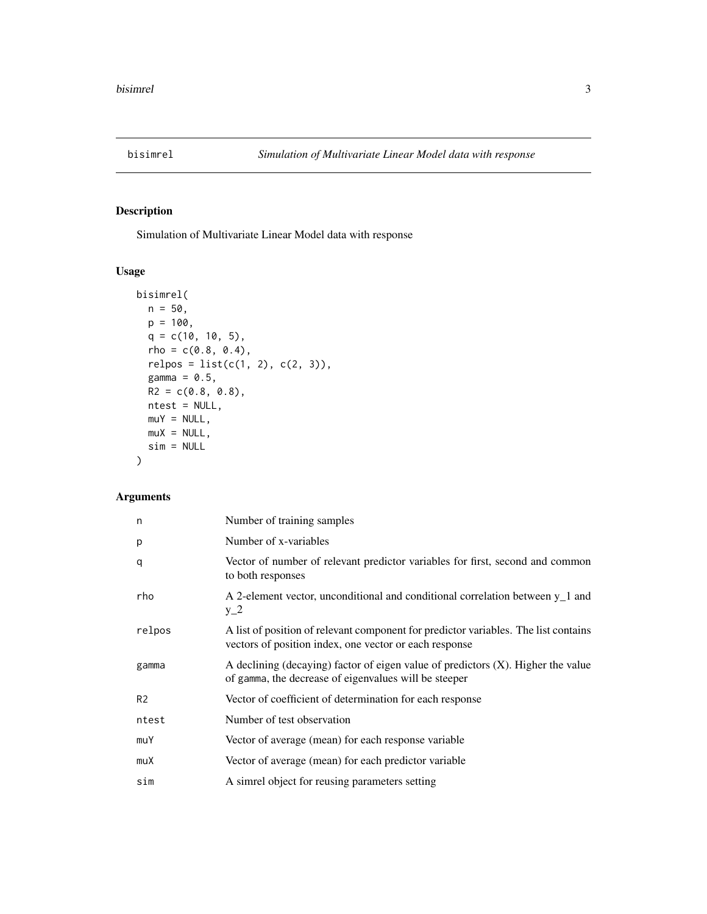## bisimrel — *Simulation of Multivariate Linear Model data with response*

### Description

Simulation of Multivariate Linear Model data with response

### Usage

```
bisimrel(
  n = 50,
  p = 100,
  q = c(10, 10, 5),
  rho = c(0.8, 0.4),
  relpos = list(c(1, 2), c(2, 3)),
  gamma = 0.5,
  R2 = c(0.8, 0.8),
  ntest = NULL,
  muY = NULL,
  muX = NULL,
  sim = NULL
)
```

### Arguments

| Argument | Description |
|---|---|
| n | Number of training samples |
| p | Number of x-variables |
| q | Vector of number of relevant predictor variables for first, second and common to both responses |
| rho | A 2-element vector, unconditional and conditional correlation between y_1 and y_2 |
| relpos | A list of position of relevant component for predictor variables. The list contains vectors of position index, one vector or each response |
| gamma | A declining (decaying) factor of eigen value of predictors (X). Higher the value of gamma, the decrease of eigenvalues will be steeper |
| R2 | Vector of coefficient of determination for each response |
| ntest | Number of test observation |
| muY | Vector of average (mean) for each response variable |
| muX | Vector of average (mean) for each predictor variable |
| sim | A simrel object for reusing parameters setting |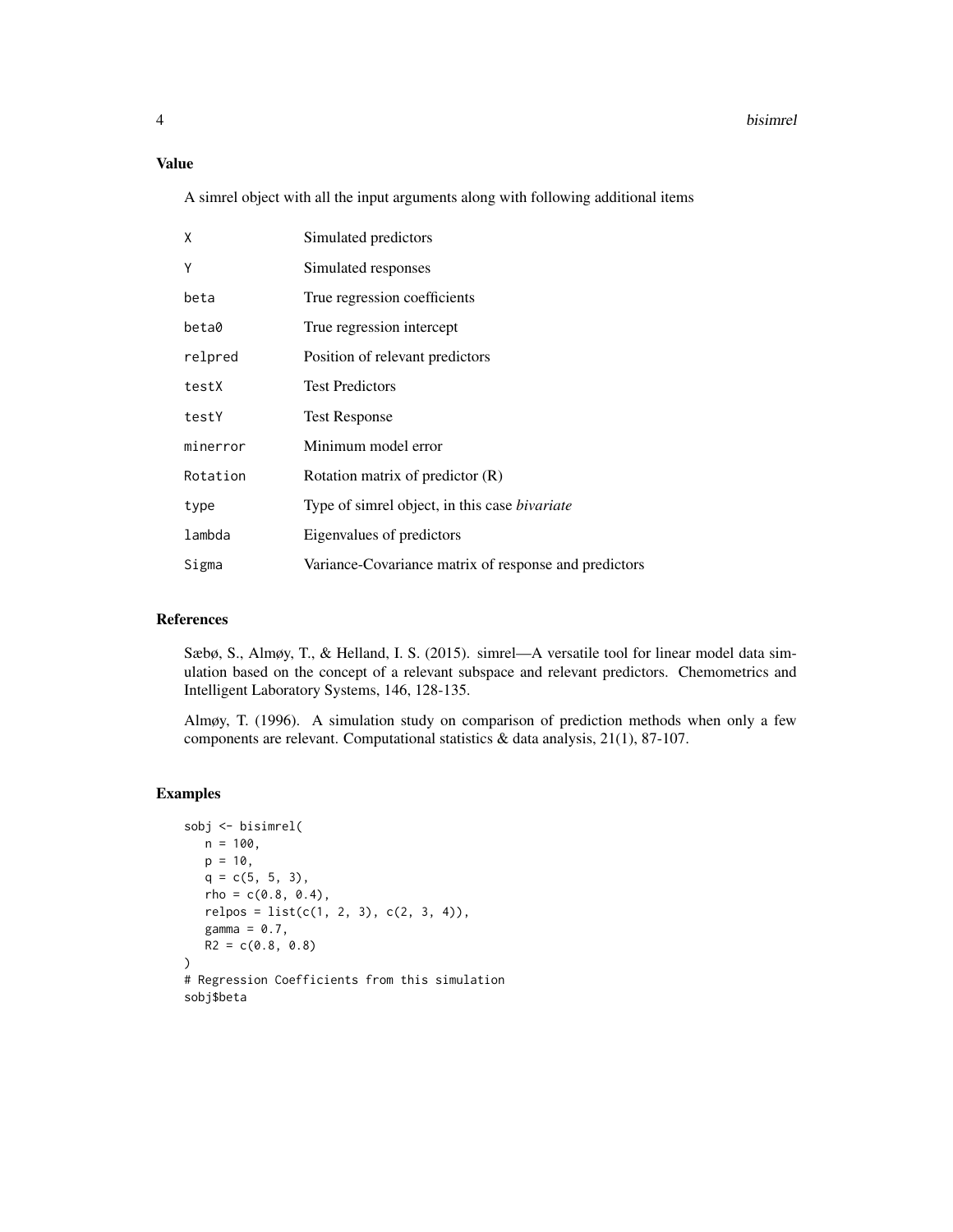## Value

A simrel object with all the input arguments along with following additional items

| | |
|---|---|
| `X` | Simulated predictors |
| `Y` | Simulated responses |
| `beta` | True regression coefficients |
| `beta0` | True regression intercept |
| `relpred` | Position of relevant predictors |
| `testX` | Test Predictors |
| `testY` | Test Response |
| `minerror` | Minimum model error |
| `Rotation` | Rotation matrix of predictor (R) |
| `type` | Type of simrel object, in this case *bivariate* |
| `lambda` | Eigenvalues of predictors |
| `Sigma` | Variance-Covariance matrix of response and predictors |

## References

Sæbø, S., Almøy, T., & Helland, I. S. (2015). simrel—A versatile tool for linear model data simulation based on the concept of a relevant subspace and relevant predictors. Chemometrics and Intelligent Laboratory Systems, 146, 128-135.

Almøy, T. (1996). A simulation study on comparison of prediction methods when only a few components are relevant. Computational statistics & data analysis, 21(1), 87-107.

## Examples

```
sobj <- bisimrel(
   n = 100,
   p = 10,
   q = c(5, 5, 3),
   rho = c(0.8, 0.4),
   relpos = list(c(1, 2, 3), c(2, 3, 4)),
   gamma = 0.7,
   R2 = c(0.8, 0.8)
)
# Regression Coefficients from this simulation
sobj$beta
```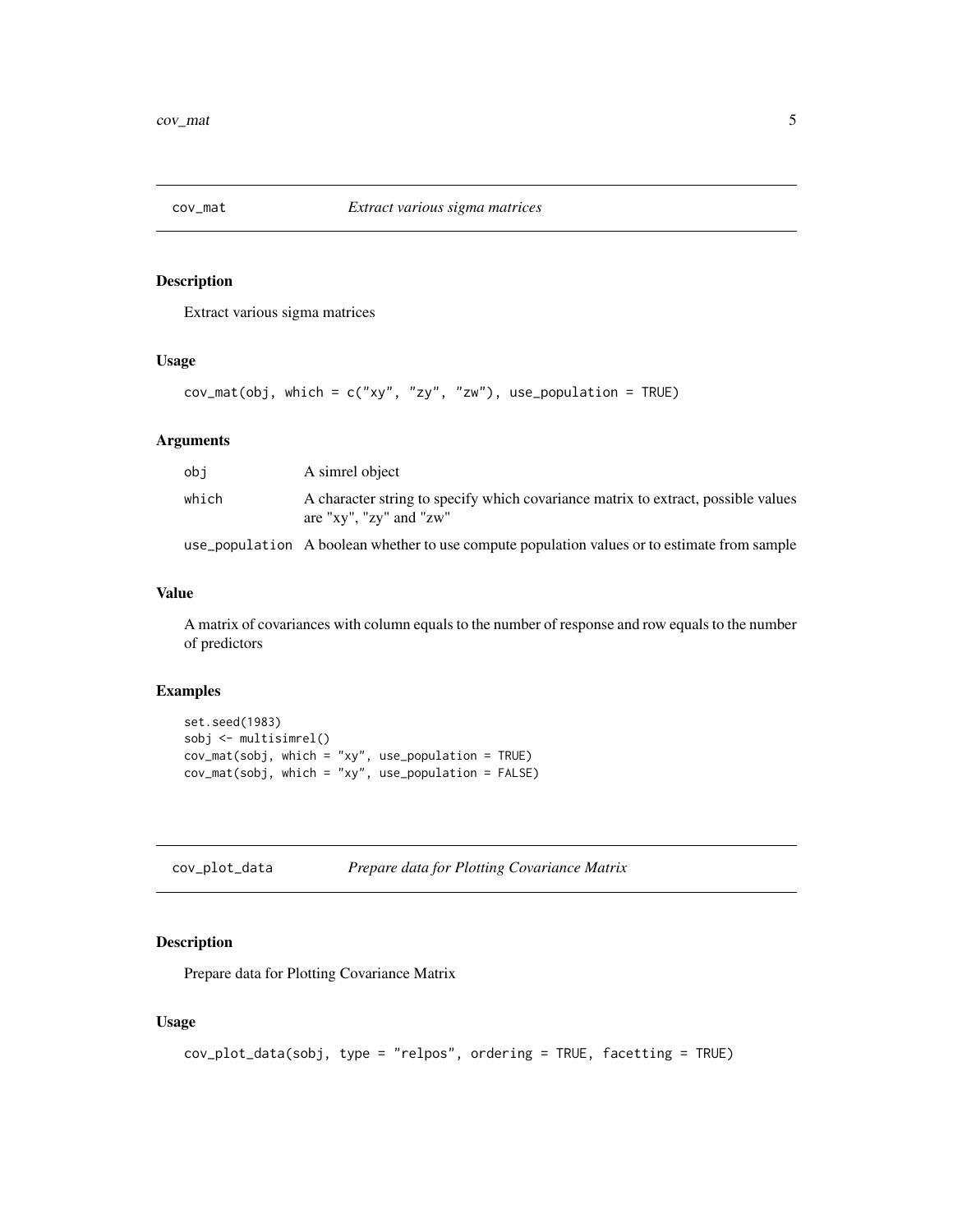## cov_mat — *Extract various sigma matrices*

### Description

Extract various sigma matrices

### Usage

```
cov_mat(obj, which = c("xy", "zy", "zw"), use_population = TRUE)
```

### Arguments

| | |
|---|---|
| `obj` | A simrel object |
| `which` | A character string to specify which covariance matrix to extract, possible values are "xy", "zy" and "zw" |
| `use_population` | A boolean whether to use compute population values or to estimate from sample |

### Value

A matrix of covariances with column equals to the number of response and row equals to the number of predictors

### Examples

```
set.seed(1983)
sobj <- multisimrel()
cov_mat(sobj, which = "xy", use_population = TRUE)
cov_mat(sobj, which = "xy", use_population = FALSE)
```

## cov_plot_data — *Prepare data for Plotting Covariance Matrix*

### Description

Prepare data for Plotting Covariance Matrix

### Usage

```
cov_plot_data(sobj, type = "relpos", ordering = TRUE, facetting = TRUE)
```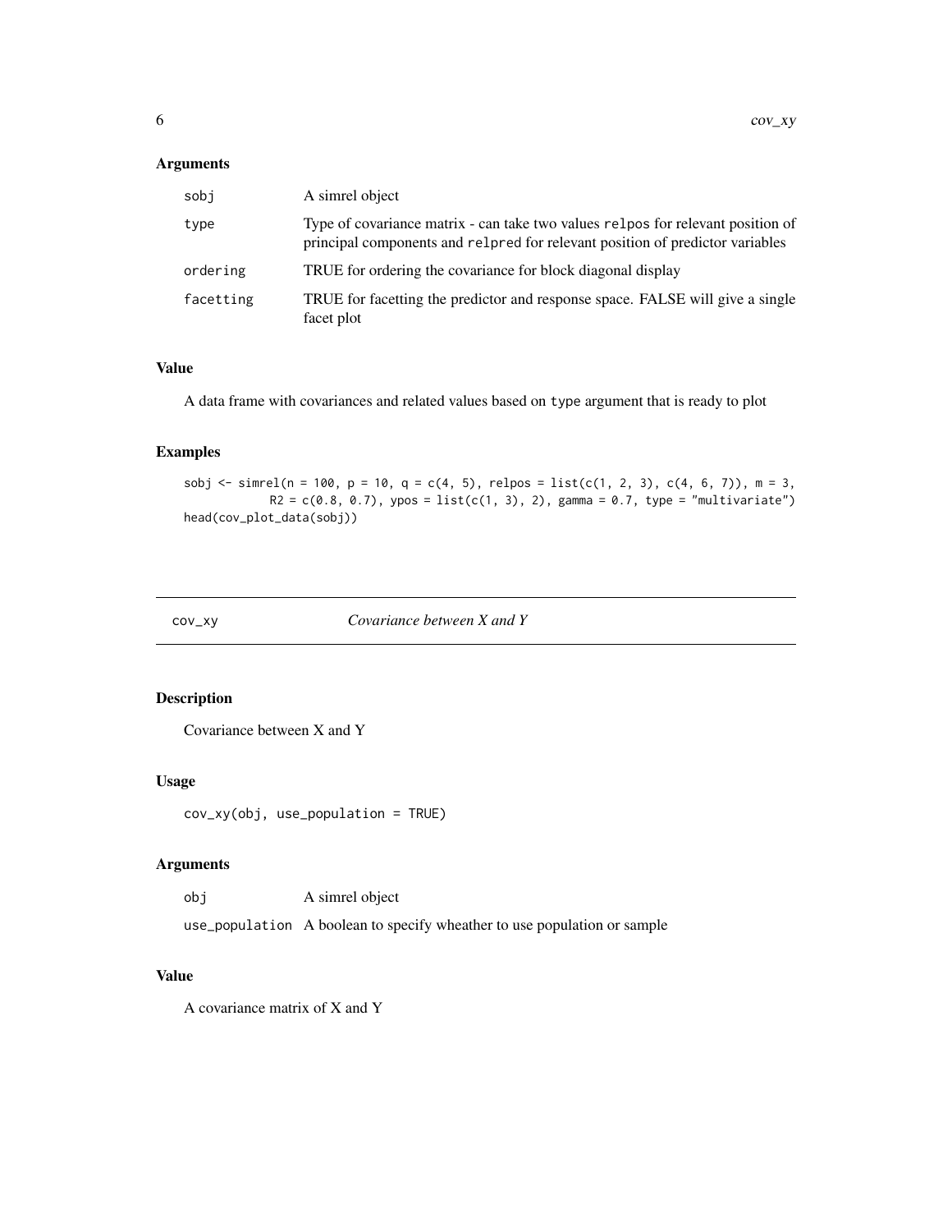### Arguments

| | |
|---|---|
| sobj | A simrel object |
| type | Type of covariance matrix - can take two values `relpos` for relevant position of principal components and `relpred` for relevant position of predictor variables |
| ordering | TRUE for ordering the covariance for block diagonal display |
| facetting | TRUE for facetting the predictor and response space. FALSE will give a single facet plot |

### Value

A data frame with covariances and related values based on `type` argument that is ready to plot

### Examples

```
sobj <- simrel(n = 100, p = 10, q = c(4, 5), relpos = list(c(1, 2, 3), c(4, 6, 7)), m = 3,
            R2 = c(0.8, 0.7), ypos = list(c(1, 3), 2), gamma = 0.7, type = "multivariate")
head(cov_plot_data(sobj))
```

---

## cov_xy    *Covariance between X and Y*

### Description

Covariance between X and Y

### Usage

```
cov_xy(obj, use_population = TRUE)
```

### Arguments

| | |
|---|---|
| obj | A simrel object |
| use_population | A boolean to specify wheather to use population or sample |

### Value

A covariance matrix of X and Y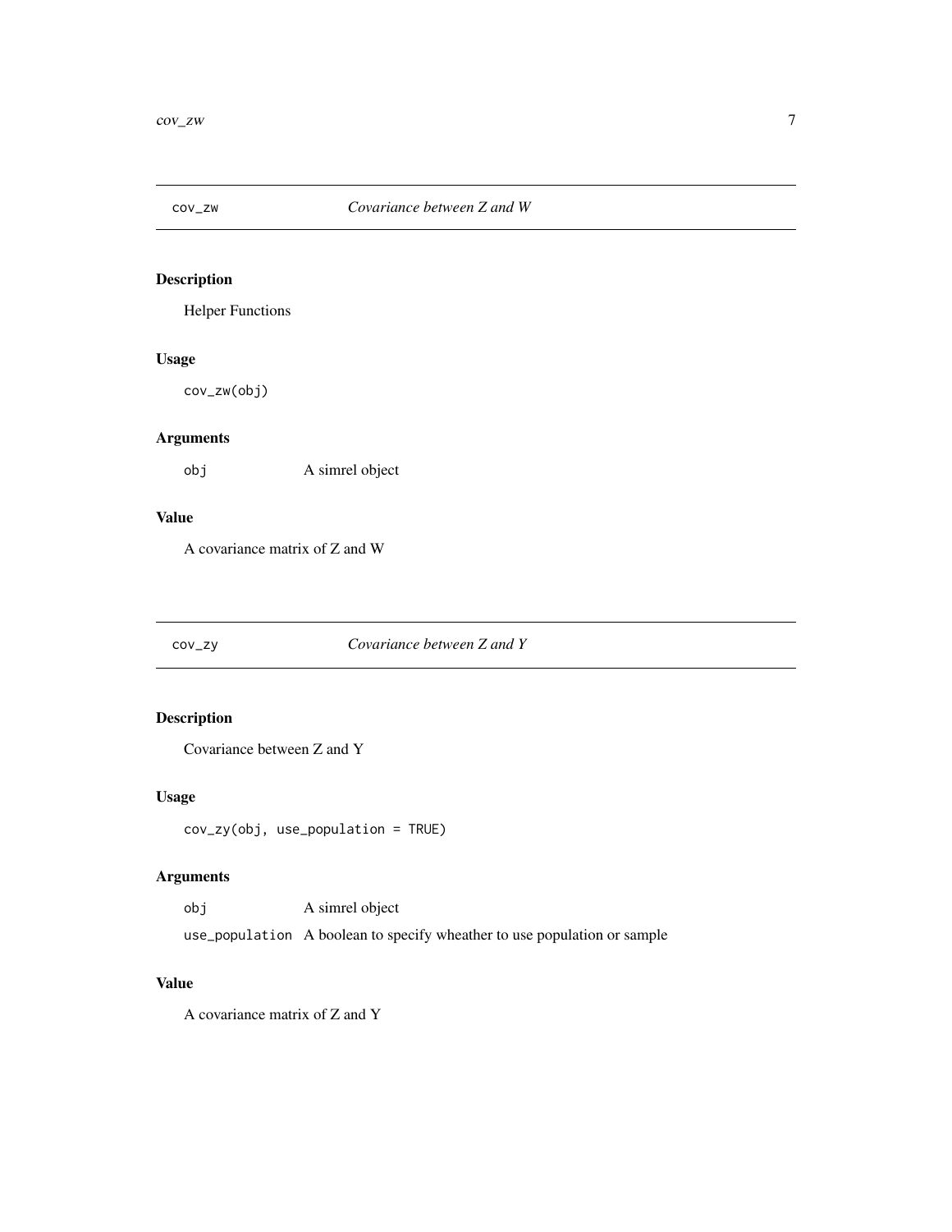# cov_zw    *Covariance between Z and W*

## Description

Helper Functions

## Usage

```
cov_zw(obj)
```

## Arguments

| | |
|---|---|
| obj | A simrel object |

## Value

A covariance matrix of Z and W

# cov_zy    *Covariance between Z and Y*

## Description

Covariance between Z and Y

## Usage

```
cov_zy(obj, use_population = TRUE)
```

## Arguments

| | |
|---|---|
| obj | A simrel object |
| use_population | A boolean to specify wheather to use population or sample |

## Value

A covariance matrix of Z and Y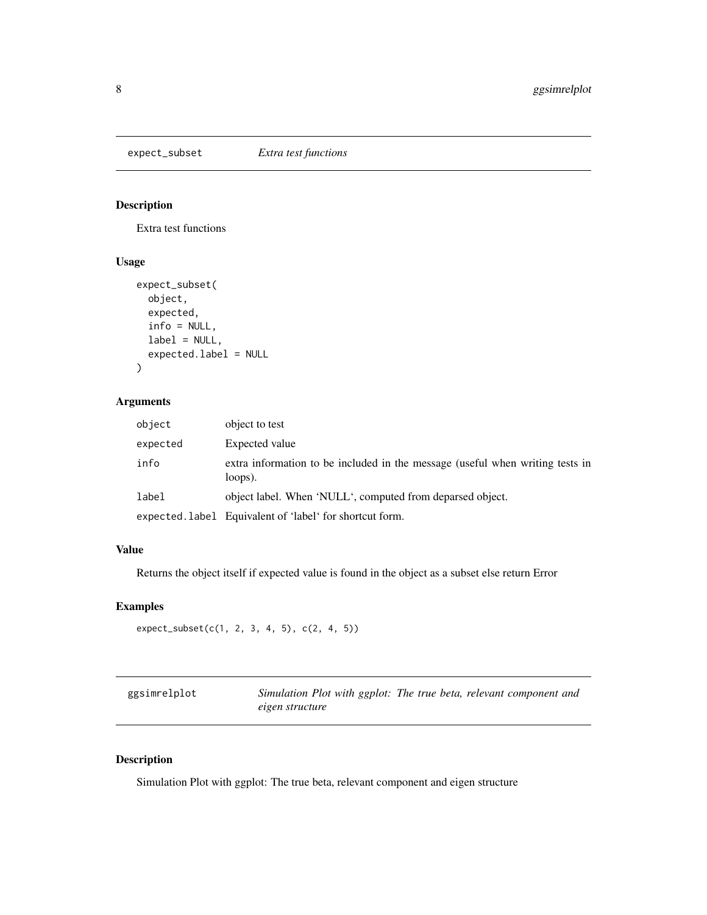## expect_subset — *Extra test functions*

### Description

Extra test functions

### Usage

```
expect_subset(
  object,
  expected,
  info = NULL,
  label = NULL,
  expected.label = NULL
)
```

### Arguments

| | |
|---|---|
| `object` | object to test |
| `expected` | Expected value |
| `info` | extra information to be included in the message (useful when writing tests in loops). |
| `label` | object label. When 'NULL', computed from deparsed object. |
| `expected.label` | Equivalent of 'label' for shortcut form. |

### Value

Returns the object itself if expected value is found in the object as a subset else return Error

### Examples

```
expect_subset(c(1, 2, 3, 4, 5), c(2, 4, 5))
```

## ggsimrelplot — *Simulation Plot with ggplot: The true beta, relevant component and eigen structure*

### Description

Simulation Plot with ggplot: The true beta, relevant component and eigen structure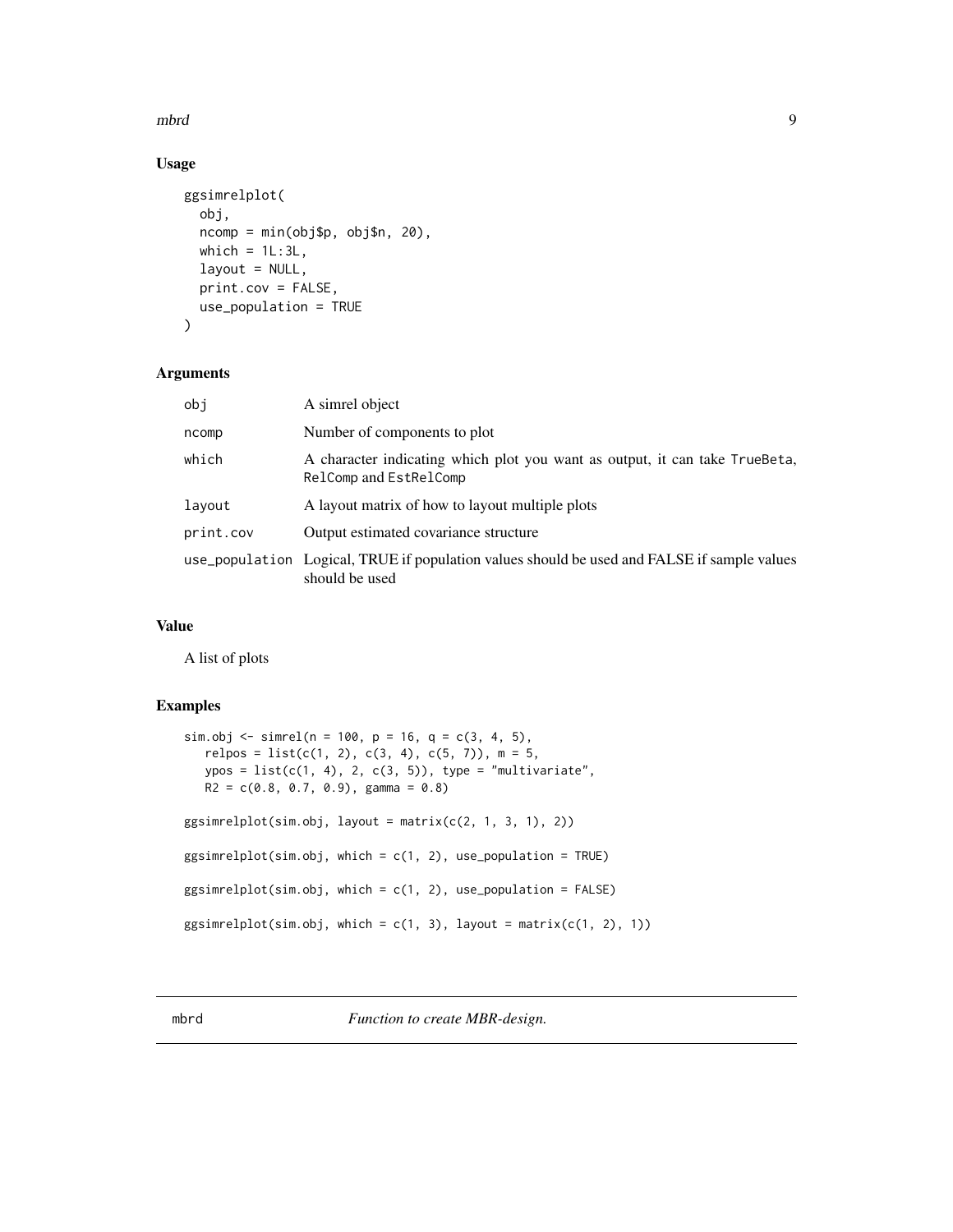## Usage

```
ggsimrelplot(
  obj,
  ncomp = min(obj$p, obj$n, 20),
  which = 1L:3L,
  layout = NULL,
  print.cov = FALSE,
  use_population = TRUE
)
```

## Arguments

| | |
|---|---|
| obj | A simrel object |
| ncomp | Number of components to plot |
| which | A character indicating which plot you want as output, it can take TrueBeta, RelComp and EstRelComp |
| layout | A layout matrix of how to layout multiple plots |
| print.cov | Output estimated covariance structure |
| use_population | Logical, TRUE if population values should be used and FALSE if sample values should be used |

## Value

A list of plots

## Examples

```
sim.obj <- simrel(n = 100, p = 16, q = c(3, 4, 5),
   relpos = list(c(1, 2), c(3, 4), c(5, 7)), m = 5,
   ypos = list(c(1, 4), 2, c(3, 5)), type = "multivariate",
   R2 = c(0.8, 0.7, 0.9), gamma = 0.8)

ggsimrelplot(sim.obj, layout = matrix(c(2, 1, 3, 1), 2))

ggsimrelplot(sim.obj, which = c(1, 2), use_population = TRUE)

ggsimrelplot(sim.obj, which = c(1, 2), use_population = FALSE)

ggsimrelplot(sim.obj, which = c(1, 3), layout = matrix(c(1, 2), 1))
```

---

# mbrd — *Function to create MBR-design.*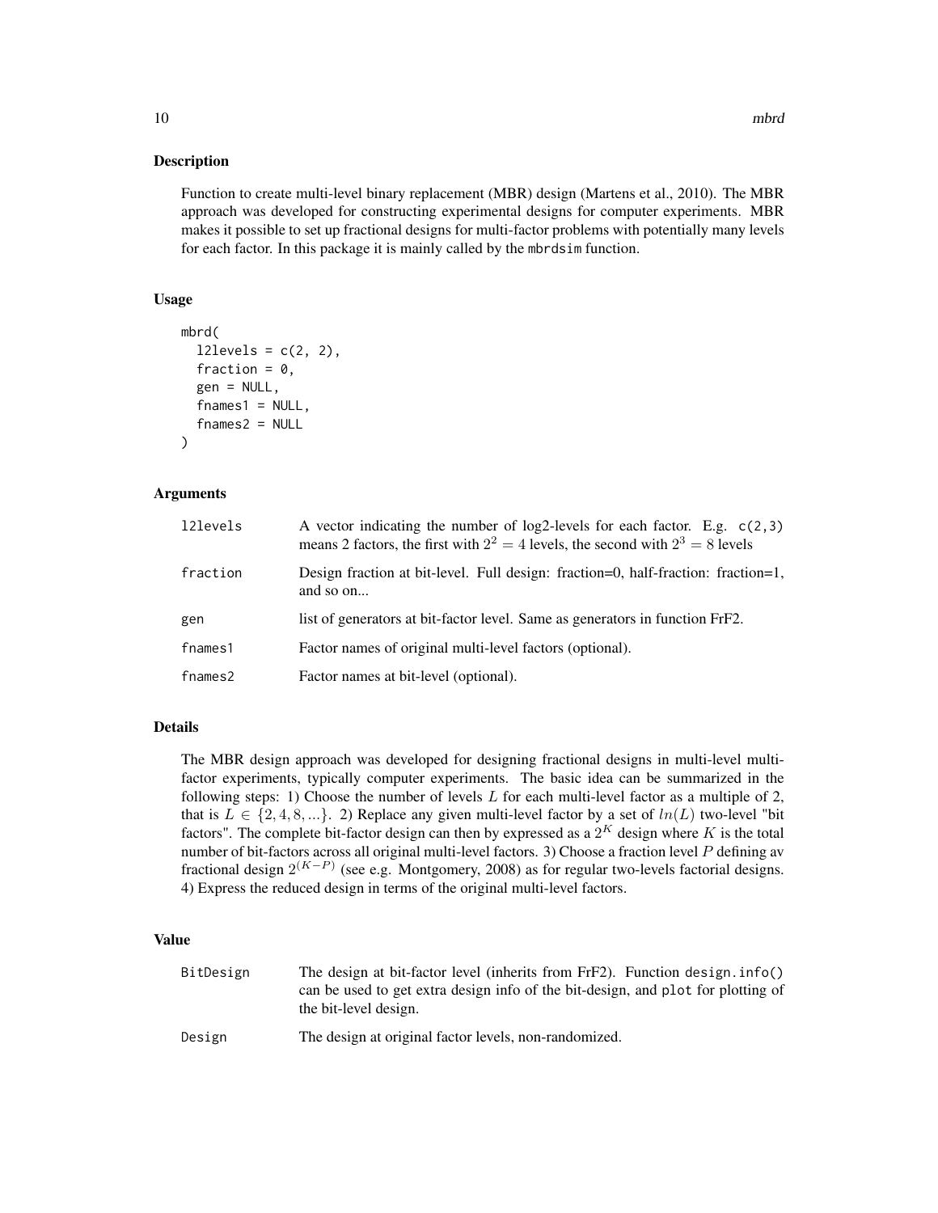## Description

Function to create multi-level binary replacement (MBR) design (Martens et al., 2010). The MBR approach was developed for constructing experimental designs for computer experiments. MBR makes it possible to set up fractional designs for multi-factor problems with potentially many levels for each factor. In this package it is mainly called by the `mbrdsim` function.

## Usage

```
mbrd(
  l2levels = c(2, 2),
  fraction = 0,
  gen = NULL,
  fnames1 = NULL,
  fnames2 = NULL
)
```

## Arguments

| | |
|---|---|
| `l2levels` | A vector indicating the number of log2-levels for each factor. E.g. `c(2,3)` means 2 factors, the first with $2^2 = 4$ levels, the second with $2^3 = 8$ levels |
| `fraction` | Design fraction at bit-level. Full design: fraction=0, half-fraction: fraction=1, and so on... |
| `gen` | list of generators at bit-factor level. Same as generators in function FrF2. |
| `fnames1` | Factor names of original multi-level factors (optional). |
| `fnames2` | Factor names at bit-level (optional). |

## Details

The MBR design approach was developed for designing fractional designs in multi-level multi-factor experiments, typically computer experiments. The basic idea can be summarized in the following steps: 1) Choose the number of levels $L$ for each multi-level factor as a multiple of 2, that is $L \in \{2, 4, 8, ...\}$. 2) Replace any given multi-level factor by a set of $ln(L)$ two-level "bit factors". The complete bit-factor design can then by expressed as a $2^K$ design where $K$ is the total number of bit-factors across all original multi-level factors. 3) Choose a fraction level $P$ defining av fractional design $2^{(K-P)}$ (see e.g. Montgomery, 2008) as for regular two-levels factorial designs. 4) Express the reduced design in terms of the original multi-level factors.

## Value

| | |
|---|---|
| `BitDesign` | The design at bit-factor level (inherits from FrF2). Function `design.info()` can be used to get extra design info of the bit-design, and `plot` for plotting of the bit-level design. |
| `Design` | The design at original factor levels, non-randomized. |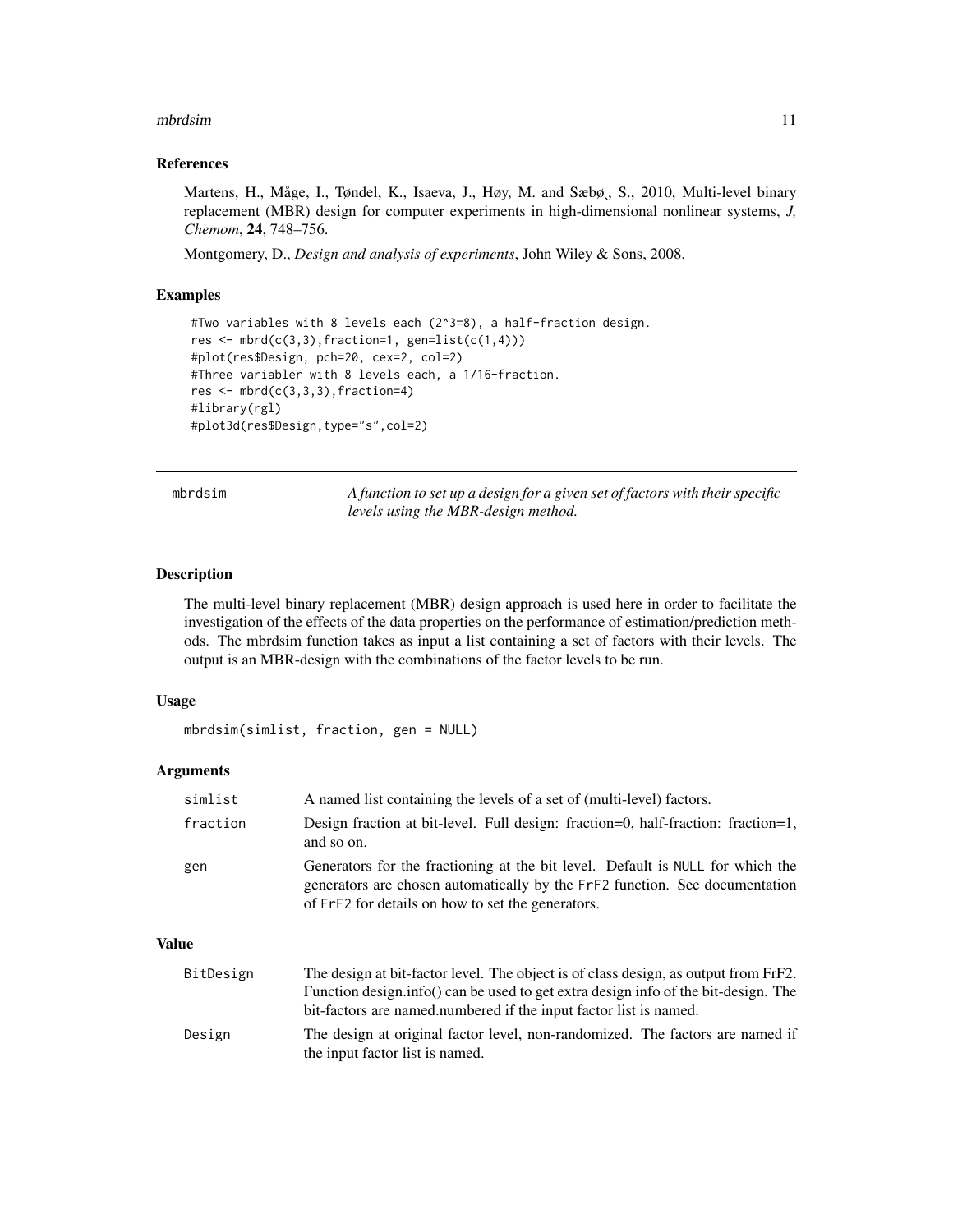### References

Martens, H., Måge, I., Tøndel, K., Isaeva, J., Høy, M. and Sæbø¸, S., 2010, Multi-level binary replacement (MBR) design for computer experiments in high-dimensional nonlinear systems, *J, Chemom*, **24**, 748–756.

Montgomery, D., *Design and analysis of experiments*, John Wiley & Sons, 2008.

### Examples

```
#Two variables with 8 levels each (2^3=8), a half-fraction design.
res <- mbrd(c(3,3),fraction=1, gen=list(c(1,4)))
#plot(res$Design, pch=20, cex=2, col=2)
#Three variabler with 8 levels each, a 1/16-fraction.
res <- mbrd(c(3,3,3),fraction=4)
#library(rgl)
#plot3d(res$Design,type="s",col=2)
```

---

## mbrdsim — *A function to set up a design for a given set of factors with their specific levels using the MBR-design method.*

---

### Description

The multi-level binary replacement (MBR) design approach is used here in order to facilitate the investigation of the effects of the data properties on the performance of estimation/prediction methods. The mbrdsim function takes as input a list containing a set of factors with their levels. The output is an MBR-design with the combinations of the factor levels to be run.

### Usage

```
mbrdsim(simlist, fraction, gen = NULL)
```

### Arguments

| | |
|---|---|
| simlist | A named list containing the levels of a set of (multi-level) factors. |
| fraction | Design fraction at bit-level. Full design: fraction=0, half-fraction: fraction=1, and so on. |
| gen | Generators for the fractioning at the bit level. Default is NULL for which the generators are chosen automatically by the FrF2 function. See documentation of FrF2 for details on how to set the generators. |

### Value

| | |
|---|---|
| BitDesign | The design at bit-factor level. The object is of class design, as output from FrF2. Function design.info() can be used to get extra design info of the bit-design. The bit-factors are named.numbered if the input factor list is named. |
| Design | The design at original factor level, non-randomized. The factors are named if the input factor list is named. |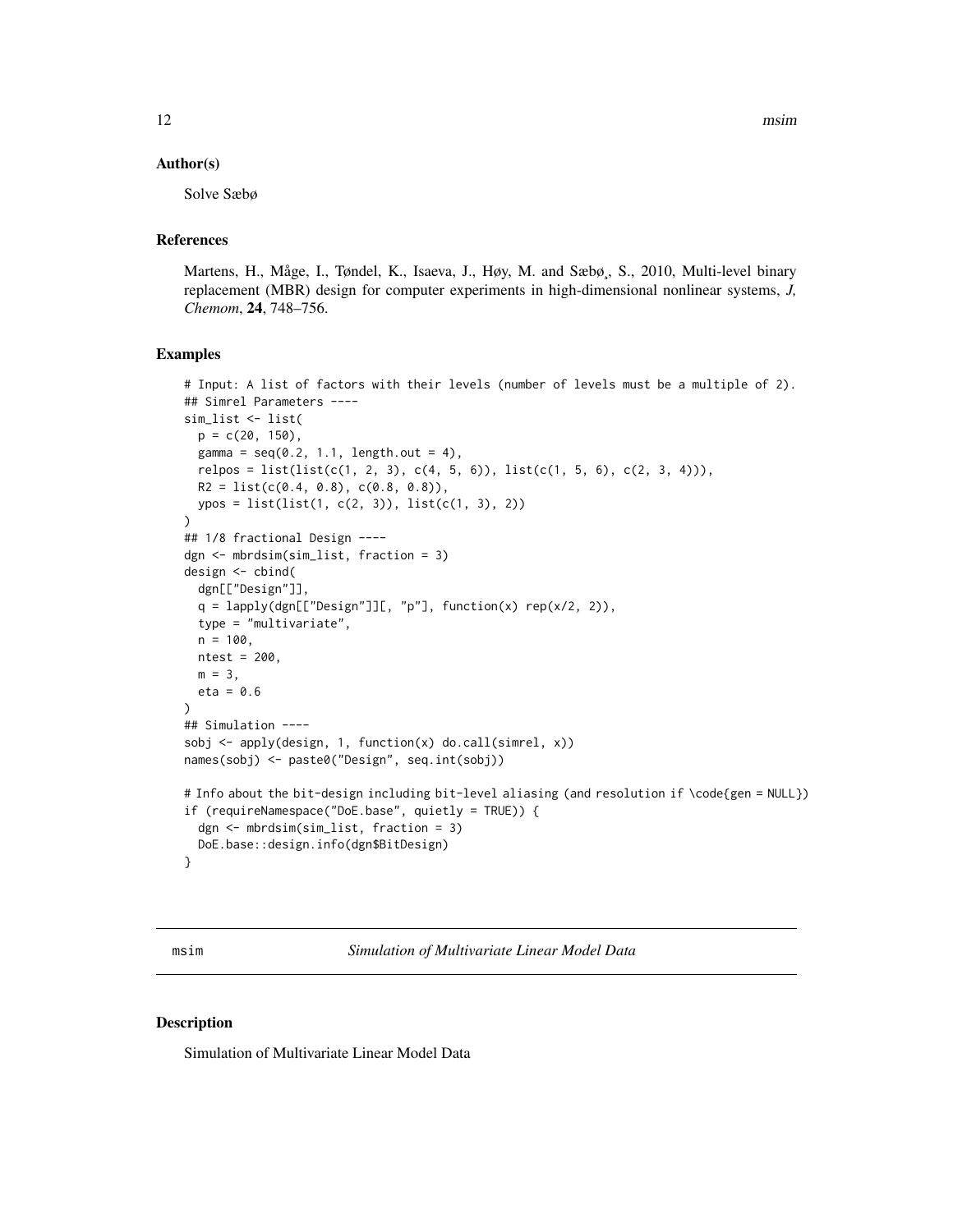### Author(s)

Solve Sæbø

### References

Martens, H., Måge, I., Tøndel, K., Isaeva, J., Høy, M. and Sæbø¸, S., 2010, Multi-level binary replacement (MBR) design for computer experiments in high-dimensional nonlinear systems, *J, Chemom*, **24**, 748–756.

### Examples

```
# Input: A list of factors with their levels (number of levels must be a multiple of 2).
## Simrel Parameters ----
sim_list <- list(
  p = c(20, 150),
  gamma = seq(0.2, 1.1, length.out = 4),
  relpos = list(list(c(1, 2, 3), c(4, 5, 6)), list(c(1, 5, 6), c(2, 3, 4))),
  R2 = list(c(0.4, 0.8), c(0.8, 0.8)),
  ypos = list(list(1, c(2, 3)), list(c(1, 3), 2))
)
## 1/8 fractional Design ----
dgn <- mbrdsim(sim_list, fraction = 3)
design <- cbind(
  dgn[["Design"]],
  q = lapply(dgn[["Design"]][, "p"], function(x) rep(x/2, 2)),
  type = "multivariate",
  n = 100,
  ntest = 200,
  m = 3,
  eta = 0.6
)
## Simulation ----
sobj <- apply(design, 1, function(x) do.call(simrel, x))
names(sobj) <- paste0("Design", seq.int(sobj))

# Info about the bit-design including bit-level aliasing (and resolution if \code{gen = NULL})
if (requireNamespace("DoE.base", quietly = TRUE)) {
  dgn <- mbrdsim(sim_list, fraction = 3)
  DoE.base::design.info(dgn$BitDesign)
}
```

---

## msim — *Simulation of Multivariate Linear Model Data*

### Description

Simulation of Multivariate Linear Model Data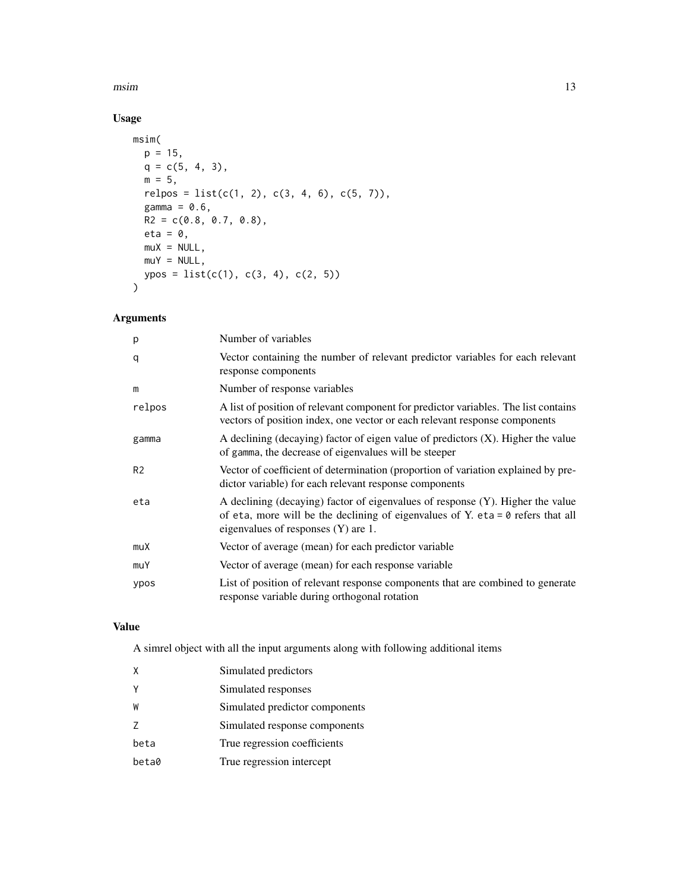## Usage

```
msim(
  p = 15,
  q = c(5, 4, 3),
  m = 5,
  relpos = list(c(1, 2), c(3, 4, 6), c(5, 7)),
  gamma = 0.6,
  R2 = c(0.8, 0.7, 0.8),
  eta = 0,
  muX = NULL,
  muY = NULL,
  ypos = list(c(1), c(3, 4), c(2, 5))
)
```

## Arguments

| | |
|---|---|
| p | Number of variables |
| q | Vector containing the number of relevant predictor variables for each relevant response components |
| m | Number of response variables |
| relpos | A list of position of relevant component for predictor variables. The list contains vectors of position index, one vector or each relevant response components |
| gamma | A declining (decaying) factor of eigen value of predictors (X). Higher the value of gamma, the decrease of eigenvalues will be steeper |
| R2 | Vector of coefficient of determination (proportion of variation explained by predictor variable) for each relevant response components |
| eta | A declining (decaying) factor of eigenvalues of response (Y). Higher the value of eta, more will be the declining of eigenvalues of Y. eta = 0 refers that all eigenvalues of responses (Y) are 1. |
| muX | Vector of average (mean) for each predictor variable |
| muY | Vector of average (mean) for each response variable |
| ypos | List of position of relevant response components that are combined to generate response variable during orthogonal rotation |

## Value

A simrel object with all the input arguments along with following additional items

| | |
|---|---|
| X | Simulated predictors |
| Y | Simulated responses |
| W | Simulated predictor components |
| Z | Simulated response components |
| beta | True regression coefficients |
| beta0 | True regression intercept |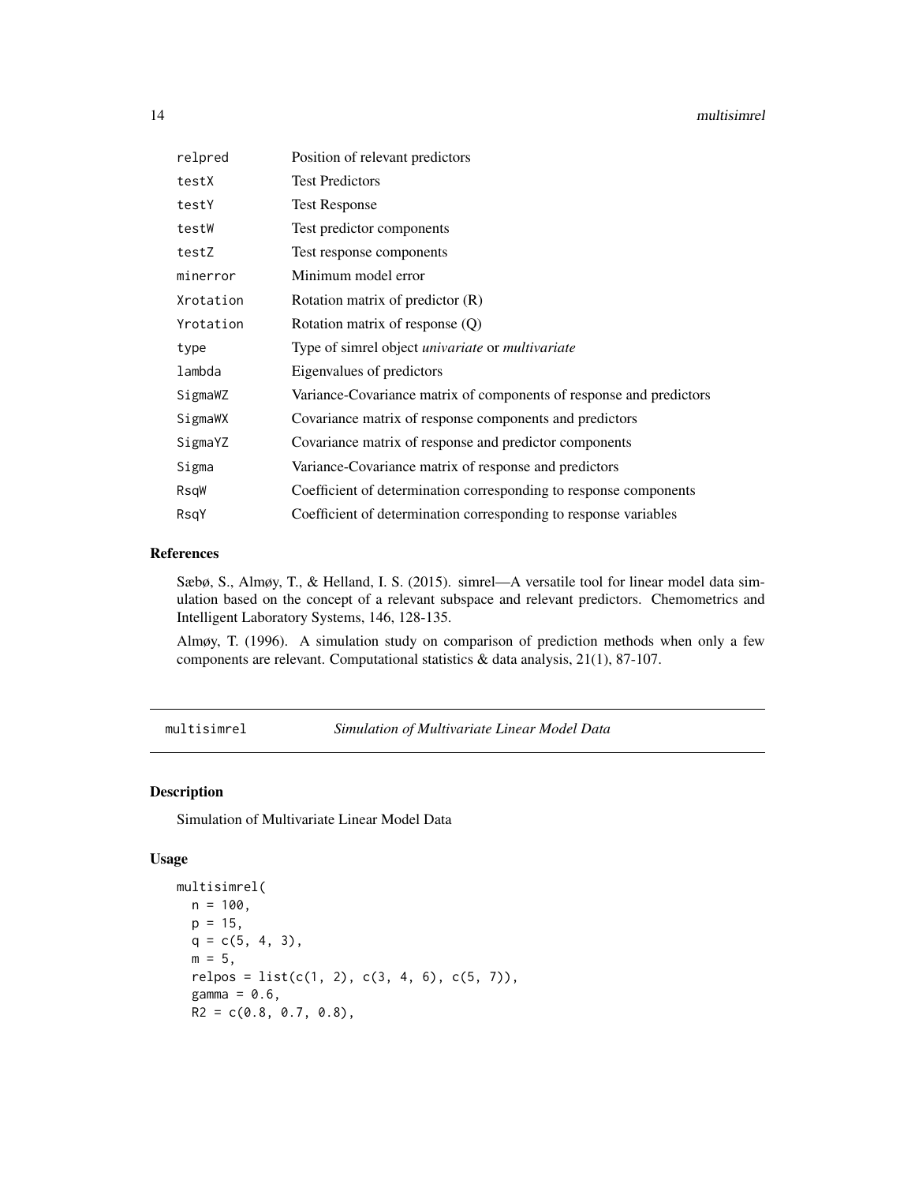| | |
|---|---|
| relpred | Position of relevant predictors |
| testX | Test Predictors |
| testY | Test Response |
| testW | Test predictor components |
| testZ | Test response components |
| minerror | Minimum model error |
| Xrotation | Rotation matrix of predictor (R) |
| Yrotation | Rotation matrix of response (Q) |
| type | Type of simrel object *univariate* or *multivariate* |
| lambda | Eigenvalues of predictors |
| SigmaWZ | Variance-Covariance matrix of components of response and predictors |
| SigmaWX | Covariance matrix of response components and predictors |
| SigmaYZ | Covariance matrix of response and predictor components |
| Sigma | Variance-Covariance matrix of response and predictors |
| RsqW | Coefficient of determination corresponding to response components |
| RsqY | Coefficient of determination corresponding to response variables |

### References

Sæbø, S., Almøy, T., & Helland, I. S. (2015). simrel—A versatile tool for linear model data simulation based on the concept of a relevant subspace and relevant predictors. Chemometrics and Intelligent Laboratory Systems, 146, 128-135.

Almøy, T. (1996). A simulation study on comparison of prediction methods when only a few components are relevant. Computational statistics & data analysis, 21(1), 87-107.

---

## multisimrel — *Simulation of Multivariate Linear Model Data*

### Description

Simulation of Multivariate Linear Model Data

### Usage

```
multisimrel(
  n = 100,
  p = 15,
  q = c(5, 4, 3),
  m = 5,
  relpos = list(c(1, 2), c(3, 4, 6), c(5, 7)),
  gamma = 0.6,
  R2 = c(0.8, 0.7, 0.8),
```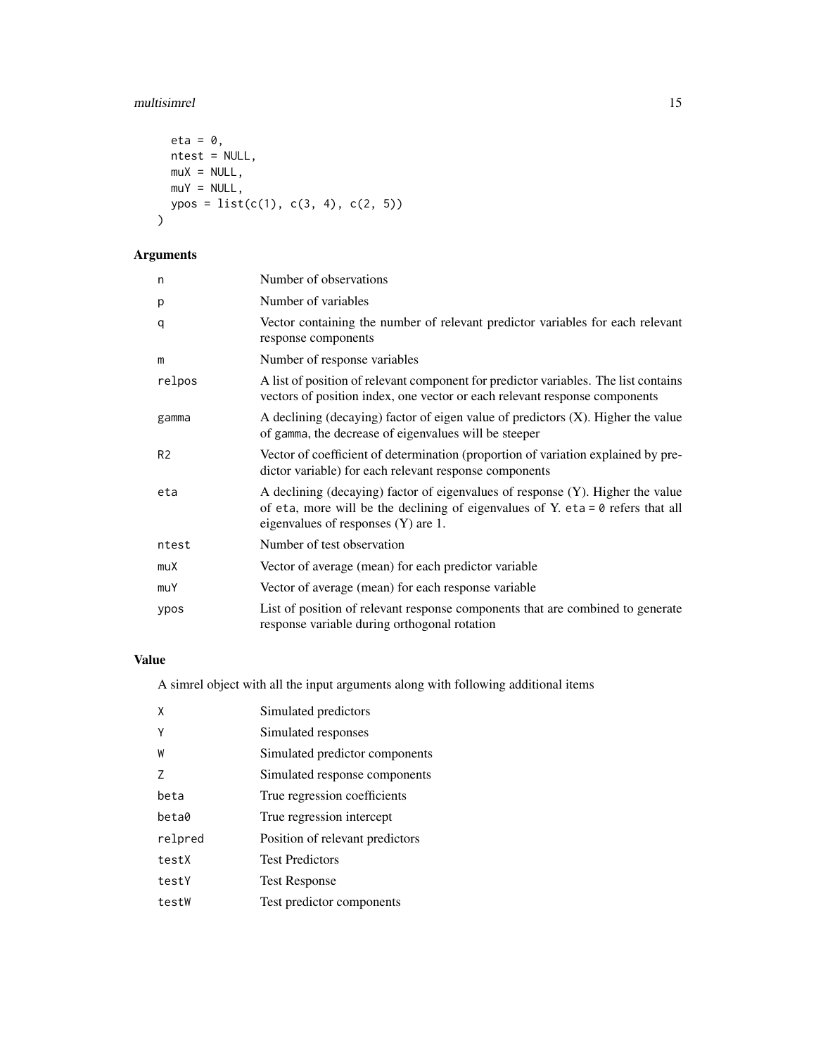```
  eta = 0,
  ntest = NULL,
  muX = NULL,
  muY = NULL,
  ypos = list(c(1), c(3, 4), c(2, 5))
)
```

## Arguments

| | |
|---|---|
| n | Number of observations |
| p | Number of variables |
| q | Vector containing the number of relevant predictor variables for each relevant response components |
| m | Number of response variables |
| relpos | A list of position of relevant component for predictor variables. The list contains vectors of position index, one vector or each relevant response components |
| gamma | A declining (decaying) factor of eigen value of predictors (X). Higher the value of gamma, the decrease of eigenvalues will be steeper |
| R2 | Vector of coefficient of determination (proportion of variation explained by predictor variable) for each relevant response components |
| eta | A declining (decaying) factor of eigenvalues of response (Y). Higher the value of eta, more will be the declining of eigenvalues of Y. `eta = 0` refers that all eigenvalues of responses (Y) are 1. |
| ntest | Number of test observation |
| muX | Vector of average (mean) for each predictor variable |
| muY | Vector of average (mean) for each response variable |
| ypos | List of position of relevant response components that are combined to generate response variable during orthogonal rotation |

## Value

A simrel object with all the input arguments along with following additional items

| | |
|---|---|
| X | Simulated predictors |
| Y | Simulated responses |
| W | Simulated predictor components |
| Z | Simulated response components |
| beta | True regression coefficients |
| beta0 | True regression intercept |
| relpred | Position of relevant predictors |
| testX | Test Predictors |
| testY | Test Response |
| testW | Test predictor components |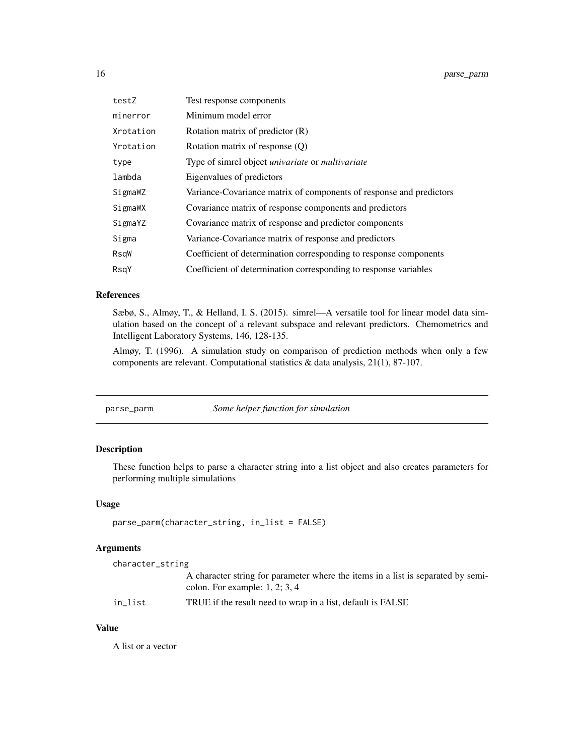| | |
|---|---|
| testZ | Test response components |
| minerror | Minimum model error |
| Xrotation | Rotation matrix of predictor (R) |
| Yrotation | Rotation matrix of response (Q) |
| type | Type of simrel object *univariate* or *multivariate* |
| lambda | Eigenvalues of predictors |
| SigmaWZ | Variance-Covariance matrix of components of response and predictors |
| SigmaWX | Covariance matrix of response components and predictors |
| SigmaYZ | Covariance matrix of response and predictor components |
| Sigma | Variance-Covariance matrix of response and predictors |
| RsqW | Coefficient of determination corresponding to response components |
| RsqY | Coefficient of determination corresponding to response variables |

### References

Sæbø, S., Almøy, T., & Helland, I. S. (2015). simrel—A versatile tool for linear model data simulation based on the concept of a relevant subspace and relevant predictors. Chemometrics and Intelligent Laboratory Systems, 146, 128-135.

Almøy, T. (1996). A simulation study on comparison of prediction methods when only a few components are relevant. Computational statistics & data analysis, 21(1), 87-107.

---

## parse_parm *Some helper function for simulation*

---

### Description

These function helps to parse a character string into a list object and also creates parameters for performing multiple simulations

### Usage

```
parse_parm(character_string, in_list = FALSE)
```

### Arguments

| | |
|---|---|
| character_string | A character string for parameter where the items in a list is separated by semicolon. For example: 1, 2; 3, 4 |
| in_list | TRUE if the result need to wrap in a list, default is FALSE |

### Value

A list or a vector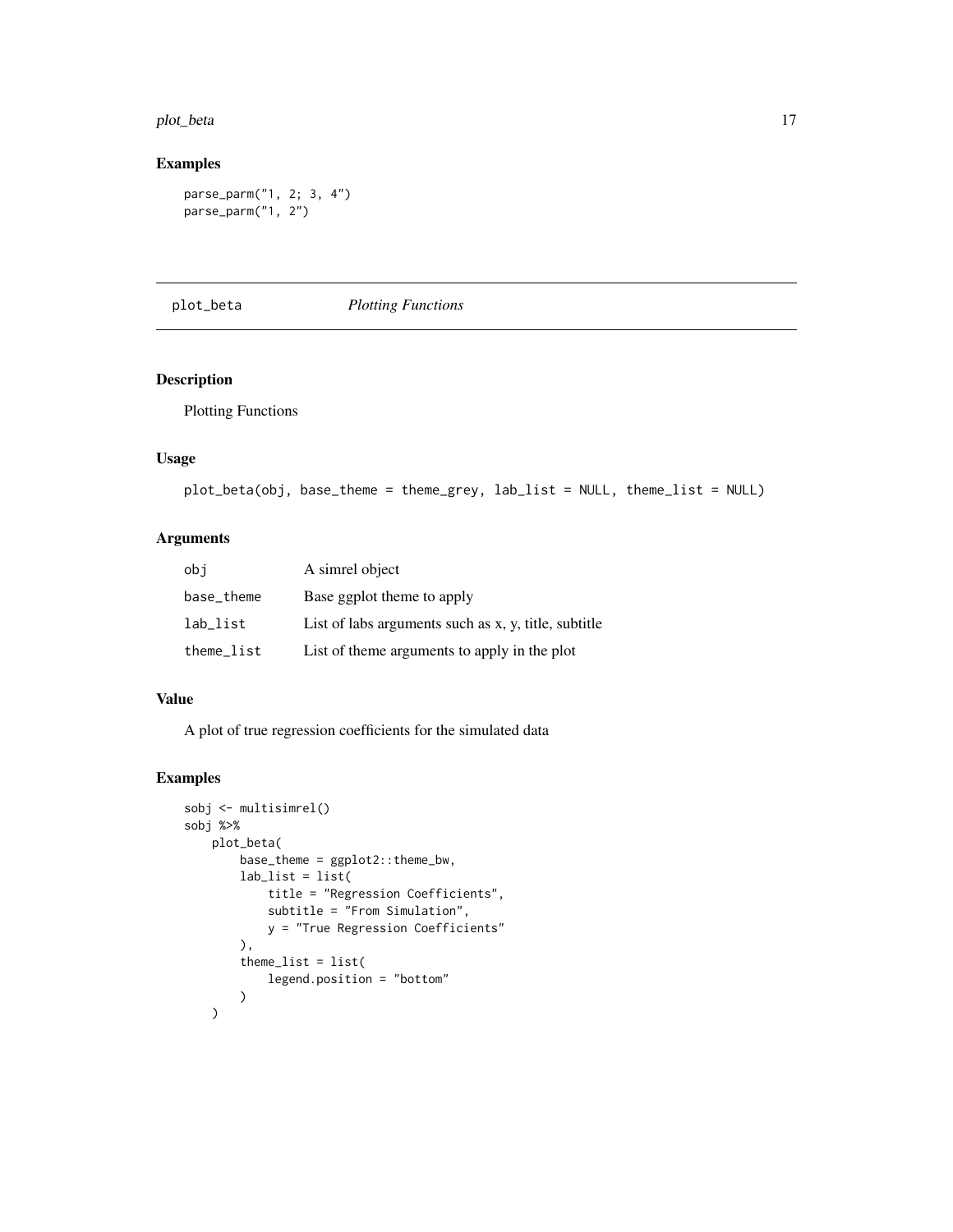## Examples

```
parse_parm("1, 2; 3, 4")
parse_parm("1, 2")
```

---

## plot_beta    *Plotting Functions*

---

### Description

Plotting Functions

### Usage

```
plot_beta(obj, base_theme = theme_grey, lab_list = NULL, theme_list = NULL)
```

### Arguments

| | |
|---|---|
| `obj` | A simrel object |
| `base_theme` | Base ggplot theme to apply |
| `lab_list` | List of labs arguments such as x, y, title, subtitle |
| `theme_list` | List of theme arguments to apply in the plot |

### Value

A plot of true regression coefficients for the simulated data

### Examples

```
sobj <- multisimrel()
sobj %>%
    plot_beta(
        base_theme = ggplot2::theme_bw,
        lab_list = list(
            title = "Regression Coefficients",
            subtitle = "From Simulation",
            y = "True Regression Coefficients"
        ),
        theme_list = list(
            legend.position = "bottom"
        )
    )
```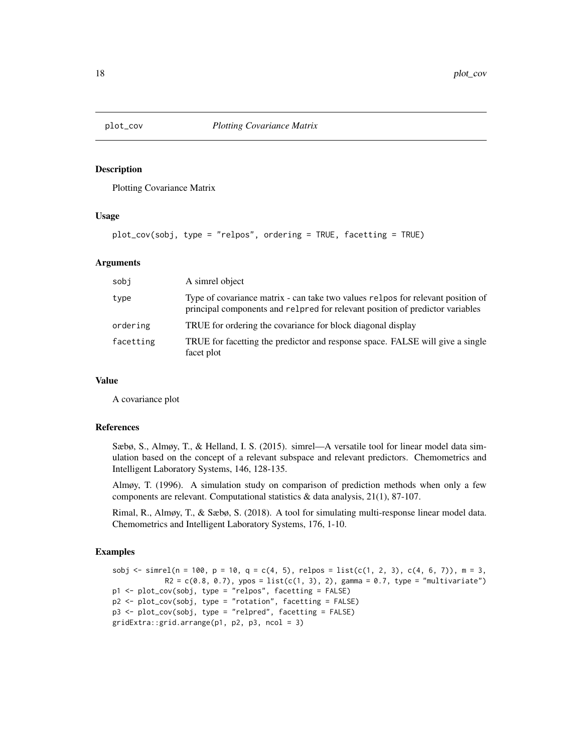# plot_cov *Plotting Covariance Matrix*

## Description

Plotting Covariance Matrix

## Usage

```
plot_cov(sobj, type = "relpos", ordering = TRUE, facetting = TRUE)
```

## Arguments

| | |
|---|---|
| sobj | A simrel object |
| type | Type of covariance matrix - can take two values relpos for relevant position of principal components and relpred for relevant position of predictor variables |
| ordering | TRUE for ordering the covariance for block diagonal display |
| facetting | TRUE for facetting the predictor and response space. FALSE will give a single facet plot |

## Value

A covariance plot

## References

Sæbø, S., Almøy, T., & Helland, I. S. (2015). simrel—A versatile tool for linear model data simulation based on the concept of a relevant subspace and relevant predictors. Chemometrics and Intelligent Laboratory Systems, 146, 128-135.

Almøy, T. (1996). A simulation study on comparison of prediction methods when only a few components are relevant. Computational statistics & data analysis, 21(1), 87-107.

Rimal, R., Almøy, T., & Sæbø, S. (2018). A tool for simulating multi-response linear model data. Chemometrics and Intelligent Laboratory Systems, 176, 1-10.

## Examples

```
sobj <- simrel(n = 100, p = 10, q = c(4, 5), relpos = list(c(1, 2, 3), c(4, 6, 7)), m = 3,
           R2 = c(0.8, 0.7), ypos = list(c(1, 3), 2), gamma = 0.7, type = "multivariate")
p1 <- plot_cov(sobj, type = "relpos", facetting = FALSE)
p2 <- plot_cov(sobj, type = "rotation", facetting = FALSE)
p3 <- plot_cov(sobj, type = "relpred", facetting = FALSE)
gridExtra::grid.arrange(p1, p2, p3, ncol = 3)
```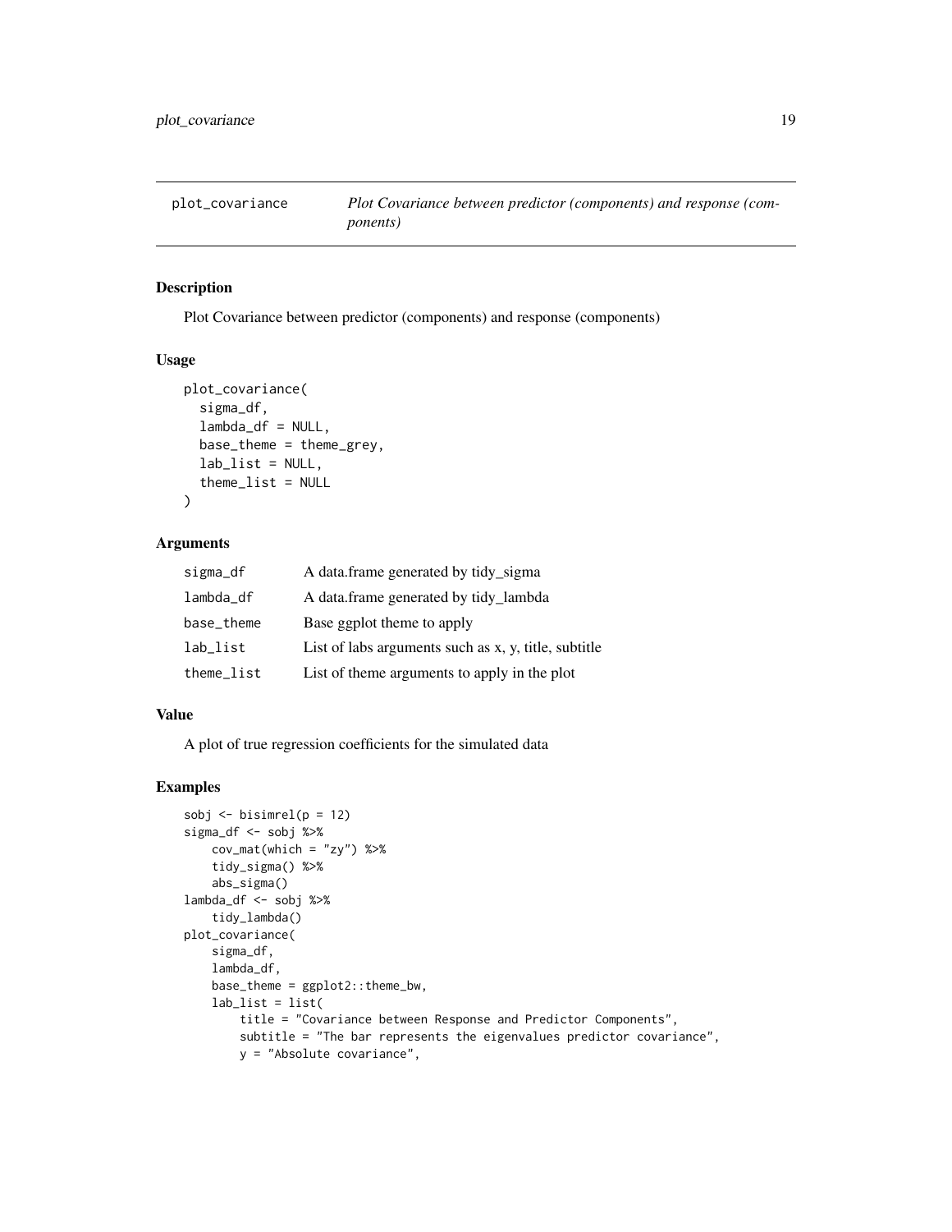plot_covariance *Plot Covariance between predictor (components) and response (components)*

## Description

Plot Covariance between predictor (components) and response (components)

## Usage

```
plot_covariance(
  sigma_df,
  lambda_df = NULL,
  base_theme = theme_grey,
  lab_list = NULL,
  theme_list = NULL
)
```

## Arguments

| | |
|---|---|
| sigma_df | A data.frame generated by tidy_sigma |
| lambda_df | A data.frame generated by tidy_lambda |
| base_theme | Base ggplot theme to apply |
| lab_list | List of labs arguments such as x, y, title, subtitle |
| theme_list | List of theme arguments to apply in the plot |

## Value

A plot of true regression coefficients for the simulated data

## Examples

```
sobj <- bisimrel(p = 12)
sigma_df <- sobj %>%
    cov_mat(which = "zy") %>%
    tidy_sigma() %>%
    abs_sigma()
lambda_df <- sobj %>%
    tidy_lambda()
plot_covariance(
    sigma_df,
    lambda_df,
    base_theme = ggplot2::theme_bw,
    lab_list = list(
        title = "Covariance between Response and Predictor Components",
        subtitle = "The bar represents the eigenvalues predictor covariance",
        y = "Absolute covariance",
```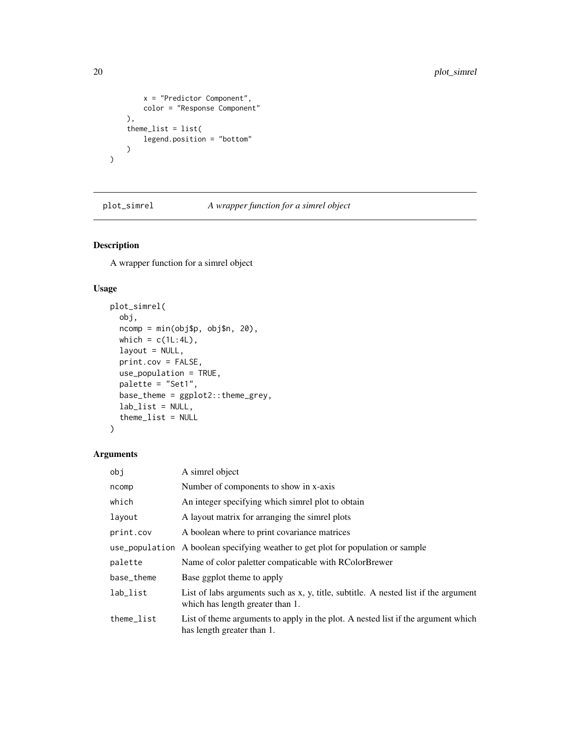```
        x = "Predictor Component",
        color = "Response Component"
    ),
    theme_list = list(
        legend.position = "bottom"
    )
)
```

## plot_simrel — *A wrapper function for a simrel object*

### Description

A wrapper function for a simrel object

### Usage

```
plot_simrel(
  obj,
  ncomp = min(obj$p, obj$n, 20),
  which = c(1L:4L),
  layout = NULL,
  print.cov = FALSE,
  use_population = TRUE,
  palette = "Set1",
  base_theme = ggplot2::theme_grey,
  lab_list = NULL,
  theme_list = NULL
)
```

### Arguments

| | |
|---|---|
| `obj` | A simrel object |
| `ncomp` | Number of components to show in x-axis |
| `which` | An integer specifying which simrel plot to obtain |
| `layout` | A layout matrix for arranging the simrel plots |
| `print.cov` | A boolean where to print covariance matrices |
| `use_population` | A boolean specifying weather to get plot for population or sample |
| `palette` | Name of color paletter compaticable with RColorBrewer |
| `base_theme` | Base ggplot theme to apply |
| `lab_list` | List of labs arguments such as x, y, title, subtitle. A nested list if the argument which has length greater than 1. |
| `theme_list` | List of theme arguments to apply in the plot. A nested list if the argument which has length greater than 1. |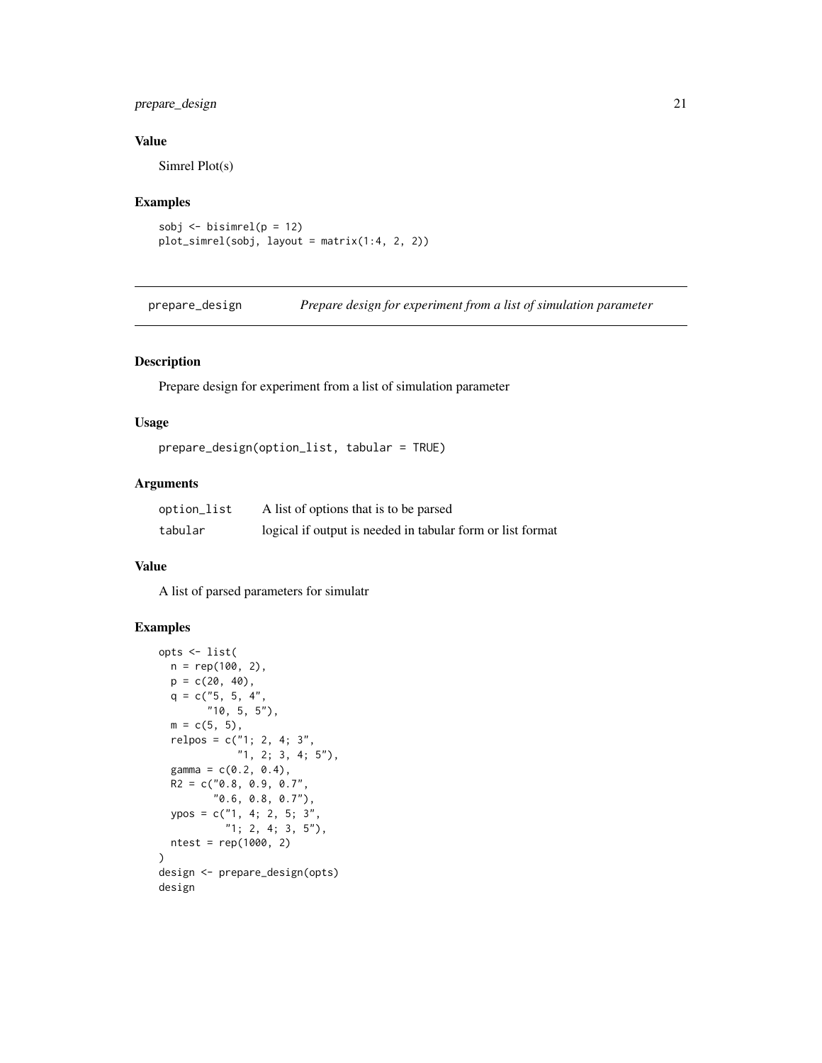## Value

Simrel Plot(s)

## Examples

```
sobj <- bisimrel(p = 12)
plot_simrel(sobj, layout = matrix(1:4, 2, 2))
```

---

# prepare_design — *Prepare design for experiment from a list of simulation parameter*

## Description

Prepare design for experiment from a list of simulation parameter

## Usage

```
prepare_design(option_list, tabular = TRUE)
```

## Arguments

| | |
|---|---|
| option_list | A list of options that is to be parsed |
| tabular | logical if output is needed in tabular form or list format |

## Value

A list of parsed parameters for simulatr

## Examples

```
opts <- list(
  n = rep(100, 2),
  p = c(20, 40),
  q = c("5, 5, 4",
        "10, 5, 5"),
  m = c(5, 5),
  relpos = c("1; 2, 4; 3",
             "1, 2; 3, 4; 5"),
  gamma = c(0.2, 0.4),
  R2 = c("0.8, 0.9, 0.7",
         "0.6, 0.8, 0.7"),
  ypos = c("1, 4; 2, 5; 3",
           "1; 2, 4; 3, 5"),
  ntest = rep(1000, 2)
)
design <- prepare_design(opts)
design
```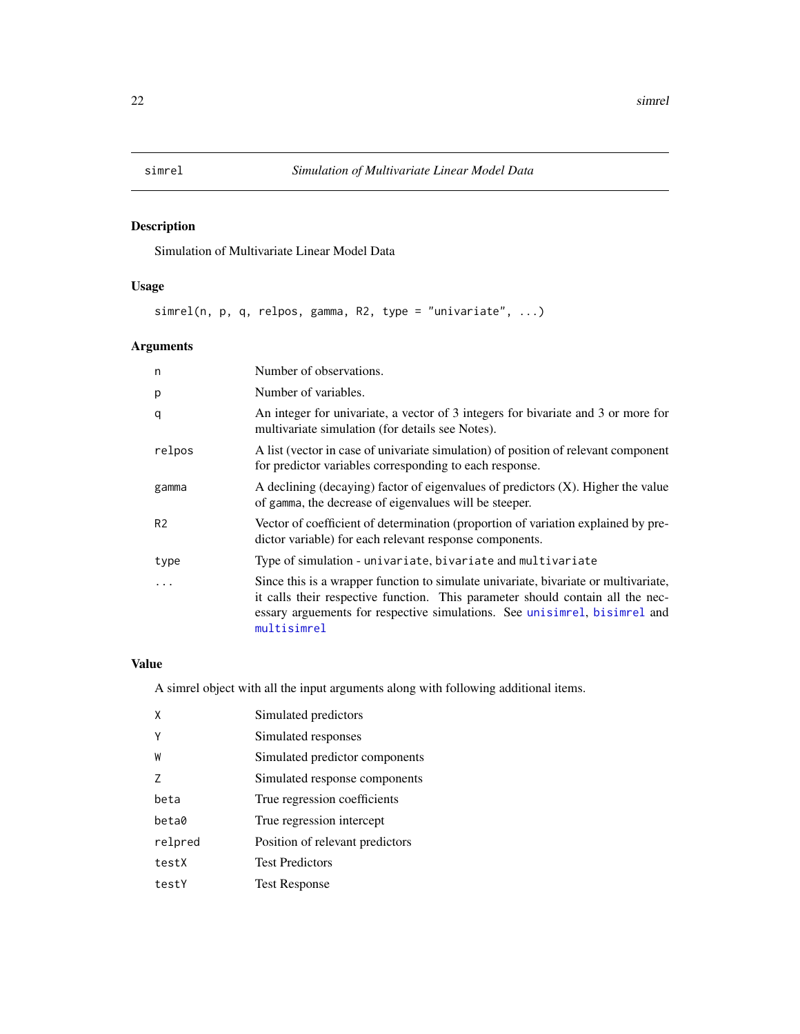## simrel — *Simulation of Multivariate Linear Model Data*

### Description

Simulation of Multivariate Linear Model Data

### Usage

```
simrel(n, p, q, relpos, gamma, R2, type = "univariate", ...)
```

### Arguments

| Argument | Description |
|---|---|
| `n` | Number of observations. |
| `p` | Number of variables. |
| `q` | An integer for univariate, a vector of 3 integers for bivariate and 3 or more for multivariate simulation (for details see Notes). |
| `relpos` | A list (vector in case of univariate simulation) of position of relevant component for predictor variables corresponding to each response. |
| `gamma` | A declining (decaying) factor of eigenvalues of predictors (X). Higher the value of `gamma`, the decrease of eigenvalues will be steeper. |
| `R2` | Vector of coefficient of determination (proportion of variation explained by predictor variable) for each relevant response components. |
| `type` | Type of simulation - `univariate`, `bivariate` and `multivariate` |
| `...` | Since this is a wrapper function to simulate univariate, bivariate or multivariate, it calls their respective function. This parameter should contain all the necessary arguements for respective simulations. See `unisimrel`, `bisimrel` and `multisimrel` |

### Value

A simrel object with all the input arguments along with following additional items.

| Item | Description |
|---|---|
| `X` | Simulated predictors |
| `Y` | Simulated responses |
| `W` | Simulated predictor components |
| `Z` | Simulated response components |
| `beta` | True regression coefficients |
| `beta0` | True regression intercept |
| `relpred` | Position of relevant predictors |
| `testX` | Test Predictors |
| `testY` | Test Response |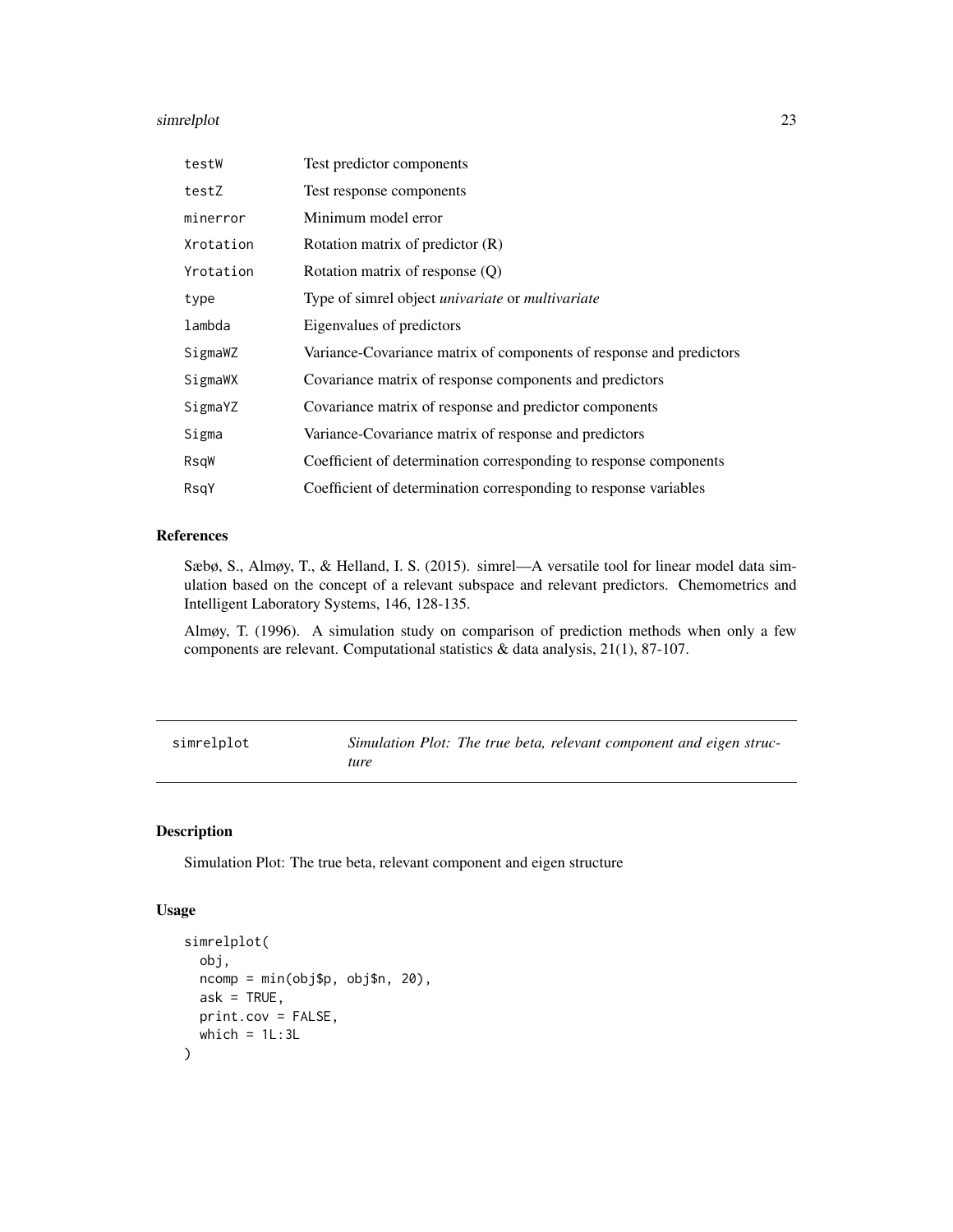| | |
|---|---|
| testW | Test predictor components |
| testZ | Test response components |
| minerror | Minimum model error |
| Xrotation | Rotation matrix of predictor (R) |
| Yrotation | Rotation matrix of response (Q) |
| type | Type of simrel object *univariate* or *multivariate* |
| lambda | Eigenvalues of predictors |
| SigmaWZ | Variance-Covariance matrix of components of response and predictors |
| SigmaWX | Covariance matrix of response components and predictors |
| SigmaYZ | Covariance matrix of response and predictor components |
| Sigma | Variance-Covariance matrix of response and predictors |
| RsqW | Coefficient of determination corresponding to response components |
| RsqY | Coefficient of determination corresponding to response variables |

### References

Sæbø, S., Almøy, T., & Helland, I. S. (2015). simrel—A versatile tool for linear model data simulation based on the concept of a relevant subspace and relevant predictors. Chemometrics and Intelligent Laboratory Systems, 146, 128-135.

Almøy, T. (1996). A simulation study on comparison of prediction methods when only a few components are relevant. Computational statistics & data analysis, 21(1), 87-107.

---

## simrelplot — *Simulation Plot: The true beta, relevant component and eigen structure*

### Description

Simulation Plot: The true beta, relevant component and eigen structure

### Usage

```
simrelplot(
  obj,
  ncomp = min(obj$p, obj$n, 20),
  ask = TRUE,
  print.cov = FALSE,
  which = 1L:3L
)
```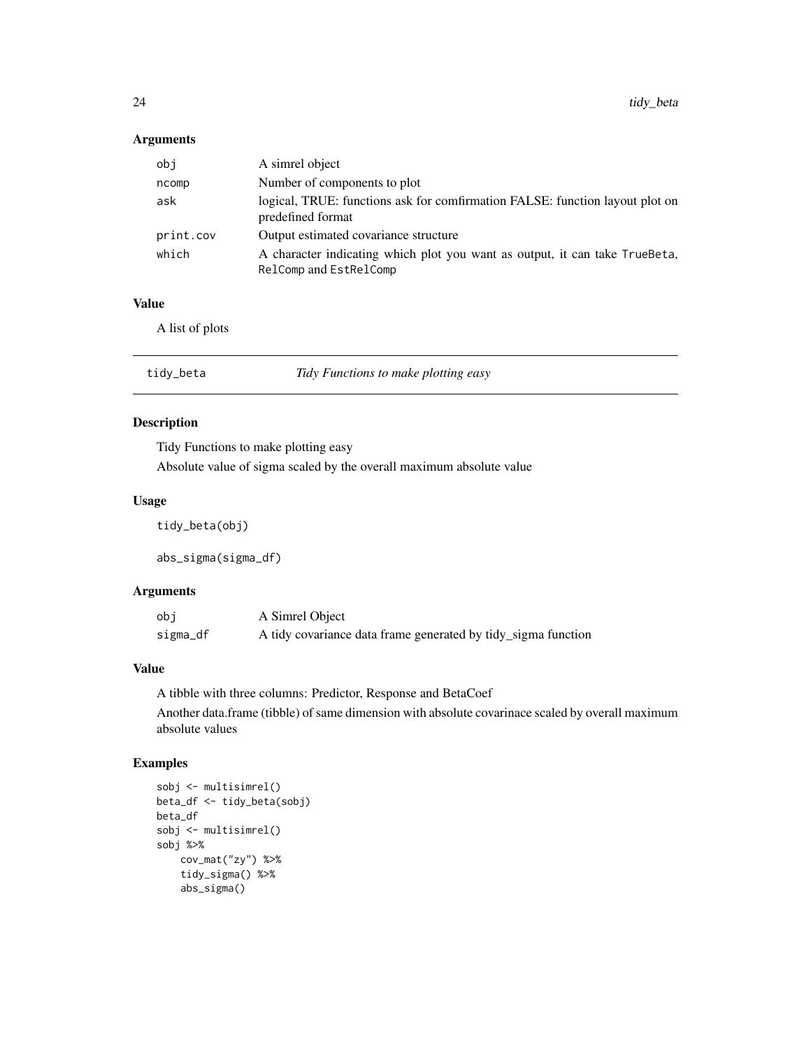## Arguments

| | |
|---|---|
| obj | A simrel object |
| ncomp | Number of components to plot |
| ask | logical, TRUE: functions ask for comfirmation FALSE: function layout plot on predefined format |
| print.cov | Output estimated covariance structure |
| which | A character indicating which plot you want as output, it can take `TrueBeta`, `RelComp` and `EstRelComp` |

## Value

A list of plots

---

# tidy_beta — *Tidy Functions to make plotting easy*

## Description

Tidy Functions to make plotting easy

Absolute value of sigma scaled by the overall maximum absolute value

## Usage

```
tidy_beta(obj)

abs_sigma(sigma_df)
```

## Arguments

| | |
|---|---|
| obj | A Simrel Object |
| sigma_df | A tidy covariance data frame generated by tidy_sigma function |

## Value

A tibble with three columns: Predictor, Response and BetaCoef

Another data.frame (tibble) of same dimension with absolute covarinace scaled by overall maximum absolute values

## Examples

```
sobj <- multisimrel()
beta_df <- tidy_beta(sobj)
beta_df
sobj <- multisimrel()
sobj %>%
    cov_mat("zy") %>%
    tidy_sigma() %>%
    abs_sigma()
```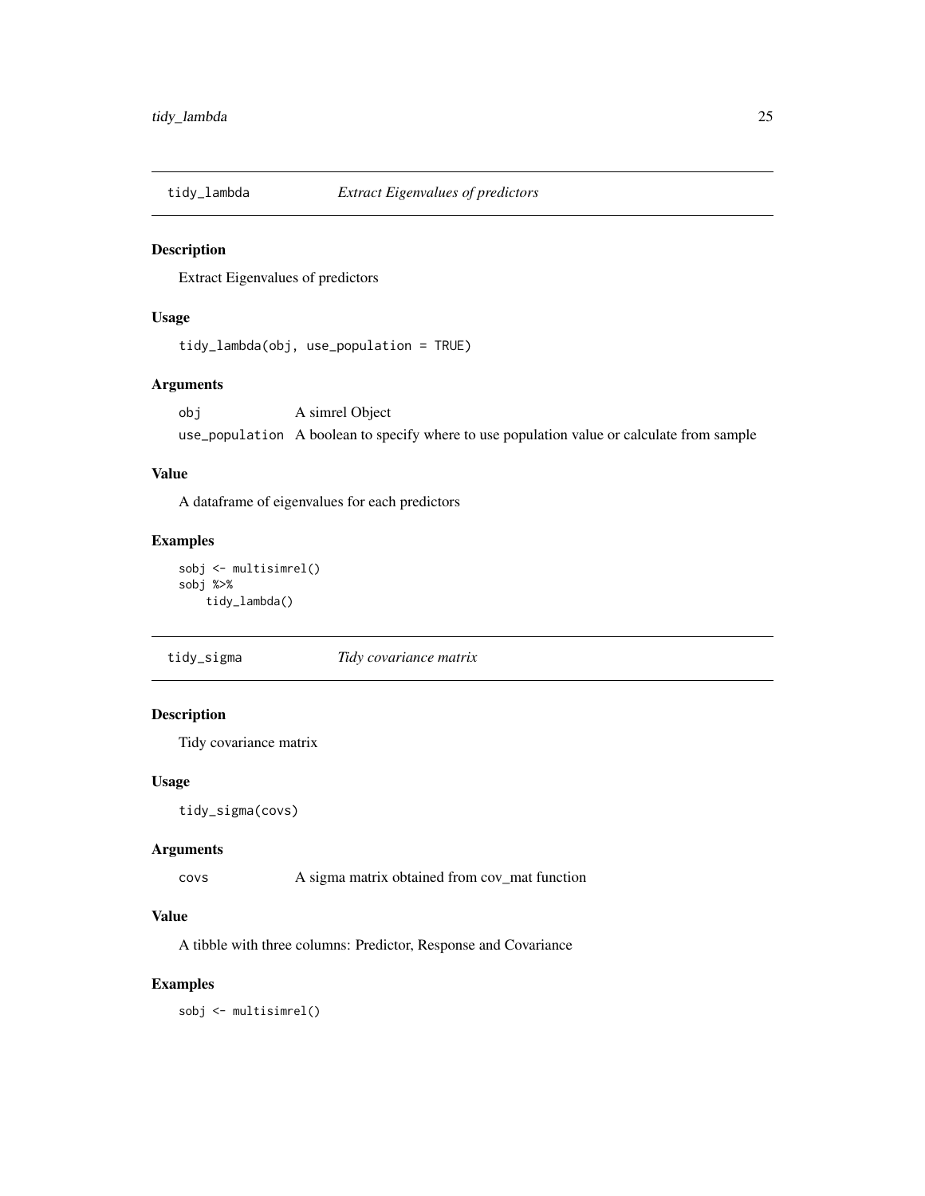## tidy_lambda *Extract Eigenvalues of predictors*

### Description

Extract Eigenvalues of predictors

### Usage

```
tidy_lambda(obj, use_population = TRUE)
```

### Arguments

| | |
|---|---|
| `obj` | A simrel Object |
| `use_population` | A boolean to specify where to use population value or calculate from sample |

### Value

A dataframe of eigenvalues for each predictors

### Examples

```
sobj <- multisimrel()
sobj %>%
    tidy_lambda()
```

## tidy_sigma *Tidy covariance matrix*

### Description

Tidy covariance matrix

### Usage

```
tidy_sigma(covs)
```

### Arguments

| | |
|---|---|
| `covs` | A sigma matrix obtained from cov_mat function |

### Value

A tibble with three columns: Predictor, Response and Covariance

### Examples

```
sobj <- multisimrel()
```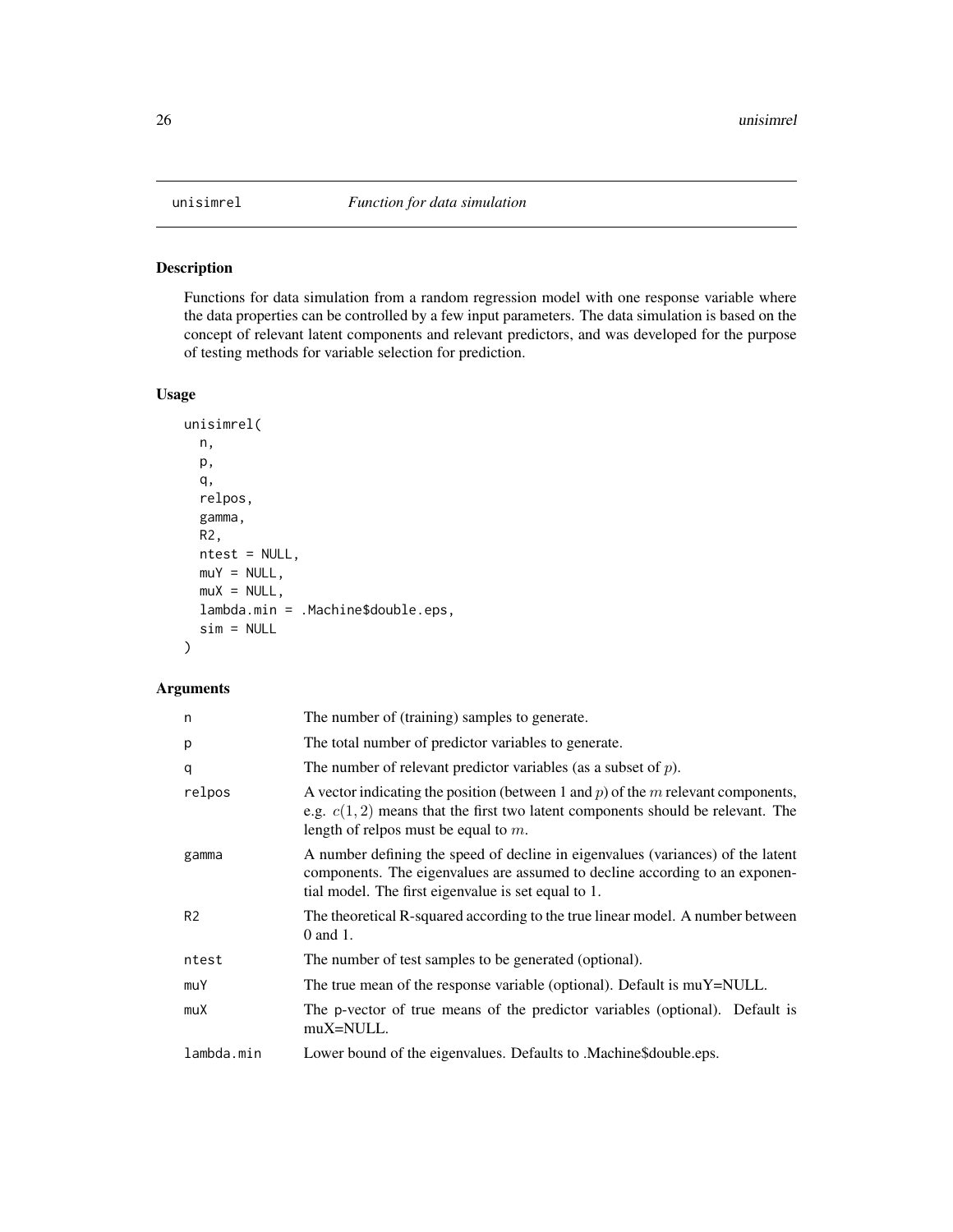## unisimrel — *Function for data simulation*

### Description

Functions for data simulation from a random regression model with one response variable where the data properties can be controlled by a few input parameters. The data simulation is based on the concept of relevant latent components and relevant predictors, and was developed for the purpose of testing methods for variable selection for prediction.

### Usage

```
unisimrel(
  n,
  p,
  q,
  relpos,
  gamma,
  R2,
  ntest = NULL,
  muY = NULL,
  muX = NULL,
  lambda.min = .Machine$double.eps,
  sim = NULL
)
```

### Arguments

| | |
|---|---|
| n | The number of (training) samples to generate. |
| p | The total number of predictor variables to generate. |
| q | The number of relevant predictor variables (as a subset of $p$). |
| relpos | A vector indicating the position (between 1 and $p$) of the $m$ relevant components, e.g. $c(1, 2)$ means that the first two latent components should be relevant. The length of relpos must be equal to $m$. |
| gamma | A number defining the speed of decline in eigenvalues (variances) of the latent components. The eigenvalues are assumed to decline according to an exponential model. The first eigenvalue is set equal to 1. |
| R2 | The theoretical R-squared according to the true linear model. A number between 0 and 1. |
| ntest | The number of test samples to be generated (optional). |
| muY | The true mean of the response variable (optional). Default is muY=NULL. |
| muX | The p-vector of true means of the predictor variables (optional). Default is muX=NULL. |
| lambda.min | Lower bound of the eigenvalues. Defaults to .Machine$double.eps. |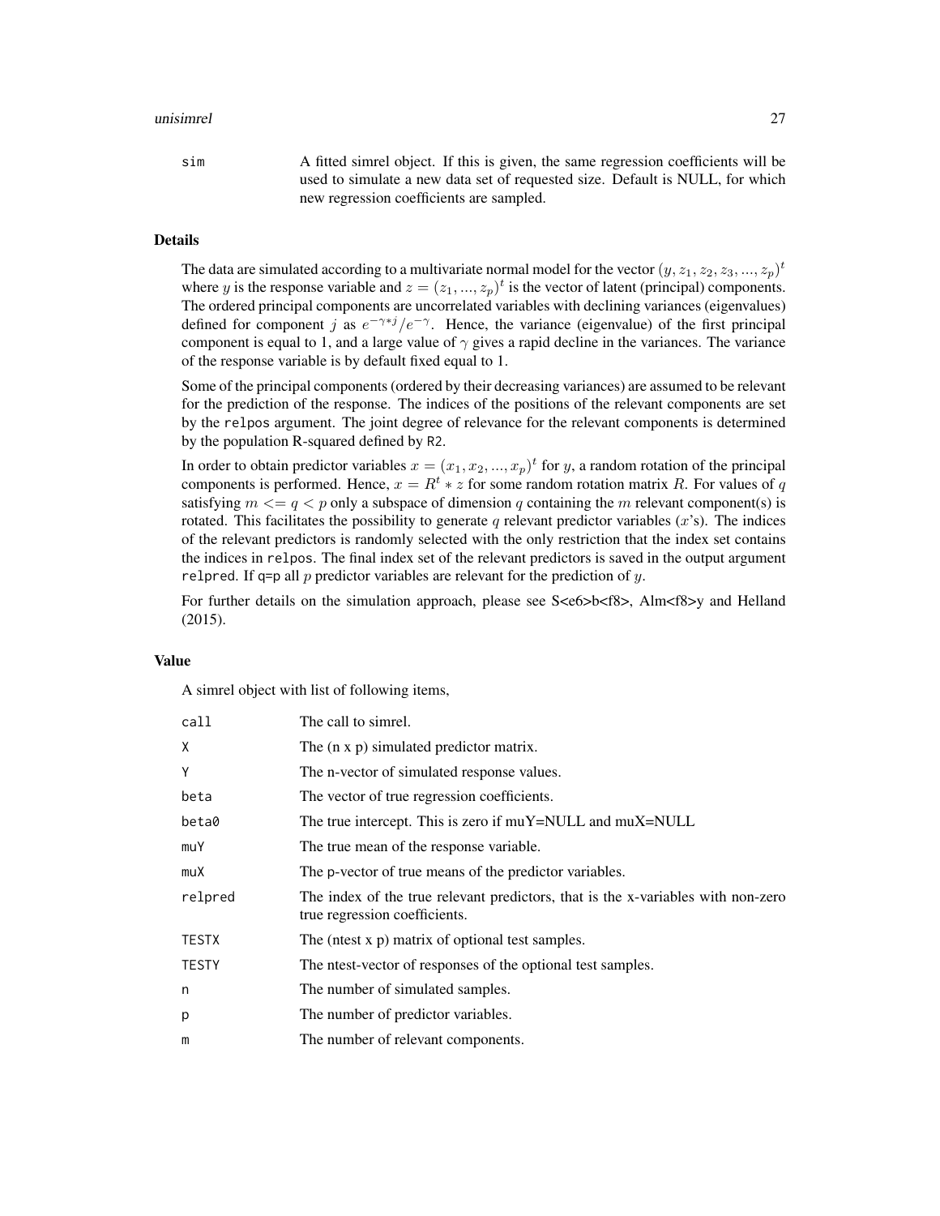sim A fitted simrel object. If this is given, the same regression coefficients will be used to simulate a new data set of requested size. Default is NULL, for which new regression coefficients are sampled.

### Details

The data are simulated according to a multivariate normal model for the vector $(y, z_1, z_2, z_3, ..., z_p)^t$ where $y$ is the response variable and $z = (z_1, ..., z_p)^t$ is the vector of latent (principal) components. The ordered principal components are uncorrelated variables with declining variances (eigenvalues) defined for component $j$ as $e^{-\gamma * j}/e^{-\gamma}$. Hence, the variance (eigenvalue) of the first principal component is equal to 1, and a large value of $\gamma$ gives a rapid decline in the variances. The variance of the response variable is by default fixed equal to 1.

Some of the principal components (ordered by their decreasing variances) are assumed to be relevant for the prediction of the response. The indices of the positions of the relevant components are set by the `relpos` argument. The joint degree of relevance for the relevant components is determined by the population R-squared defined by `R2`.

In order to obtain predictor variables $x = (x_1, x_2, ..., x_p)^t$ for $y$, a random rotation of the principal components is performed. Hence, $x = R^t * z$ for some random rotation matrix $R$. For values of $q$ satisfying $m <= q < p$ only a subspace of dimension $q$ containing the $m$ relevant component(s) is rotated. This facilitates the possibility to generate $q$ relevant predictor variables ($x$'s). The indices of the relevant predictors is randomly selected with the only restriction that the index set contains the indices in `relpos`. The final index set of the relevant predictors is saved in the output argument `relpred`. If `q=p` all $p$ predictor variables are relevant for the prediction of $y$.

For further details on the simulation approach, please see S<e6>b<f8>, Alm<f8>y and Helland (2015).

### Value

A simrel object with list of following items,

| | |
|---|---|
| call | The call to simrel. |
| X | The (n x p) simulated predictor matrix. |
| Y | The n-vector of simulated response values. |
| beta | The vector of true regression coefficients. |
| beta0 | The true intercept. This is zero if muY=NULL and muX=NULL |
| muY | The true mean of the response variable. |
| muX | The p-vector of true means of the predictor variables. |
| relpred | The index of the true relevant predictors, that is the x-variables with non-zero true regression coefficients. |
| TESTX | The (ntest x p) matrix of optional test samples. |
| TESTY | The ntest-vector of responses of the optional test samples. |
| n | The number of simulated samples. |
| p | The number of predictor variables. |
| m | The number of relevant components. |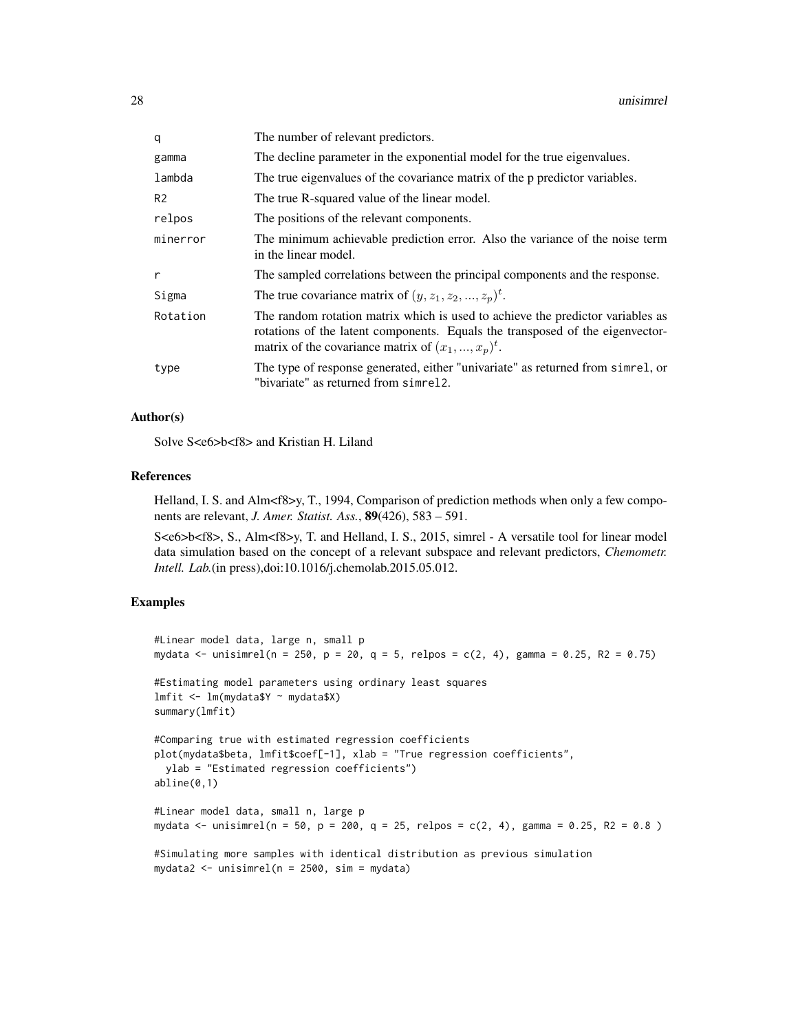| | |
|---|---|
| q | The number of relevant predictors. |
| gamma | The decline parameter in the exponential model for the true eigenvalues. |
| lambda | The true eigenvalues of the covariance matrix of the p predictor variables. |
| R2 | The true R-squared value of the linear model. |
| relpos | The positions of the relevant components. |
| minerror | The minimum achievable prediction error. Also the variance of the noise term in the linear model. |
| r | The sampled correlations between the principal components and the response. |
| Sigma | The true covariance matrix of $(y, z_1, z_2, ..., z_p)^t$. |
| Rotation | The random rotation matrix which is used to achieve the predictor variables as rotations of the latent components. Equals the transposed of the eigenvector-matrix of the covariance matrix of $(x_1, ..., x_p)^t$. |
| type | The type of response generated, either "univariate" as returned from simrel, or "bivariate" as returned from simrel2. |

### Author(s)

Solve S<e6>b<f8> and Kristian H. Liland

### References

Helland, I. S. and Alm<f8>y, T., 1994, Comparison of prediction methods when only a few components are relevant, *J. Amer. Statist. Ass.*, **89**(426), 583 – 591.

S<e6>b<f8>, S., Alm<f8>y, T. and Helland, I. S., 2015, simrel - A versatile tool for linear model data simulation based on the concept of a relevant subspace and relevant predictors, *Chemometr. Intell. Lab.*(in press),doi:10.1016/j.chemolab.2015.05.012.

### Examples

```
#Linear model data, large n, small p
mydata <- unisimrel(n = 250, p = 20, q = 5, relpos = c(2, 4), gamma = 0.25, R2 = 0.75)

#Estimating model parameters using ordinary least squares
lmfit <- lm(mydata$Y ~ mydata$X)
summary(lmfit)

#Comparing true with estimated regression coefficients
plot(mydata$beta, lmfit$coef[-1], xlab = "True regression coefficients",
  ylab = "Estimated regression coefficients")
abline(0,1)

#Linear model data, small n, large p
mydata <- unisimrel(n = 50, p = 200, q = 25, relpos = c(2, 4), gamma = 0.25, R2 = 0.8 )

#Simulating more samples with identical distribution as previous simulation
mydata2 <- unisimrel(n = 2500, sim = mydata)
```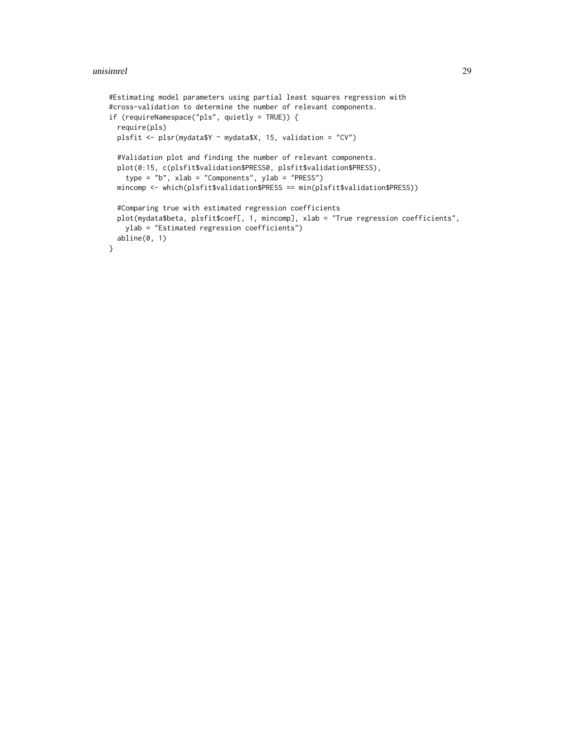```
#Estimating model parameters using partial least squares regression with
#cross-validation to determine the number of relevant components.
if (requireNamespace("pls", quietly = TRUE)) {
  require(pls)
  plsfit <- plsr(mydata$Y ~ mydata$X, 15, validation = "CV")

  #Validation plot and finding the number of relevant components.
  plot(0:15, c(plsfit$validation$PRESS0, plsfit$validation$PRESS),
    type = "b", xlab = "Components", ylab = "PRESS")
  mincomp <- which(plsfit$validation$PRESS == min(plsfit$validation$PRESS))

  #Comparing true with estimated regression coefficients
  plot(mydata$beta, plsfit$coef[, 1, mincomp], xlab = "True regression coefficients",
    ylab = "Estimated regression coefficients")
  abline(0, 1)
}
```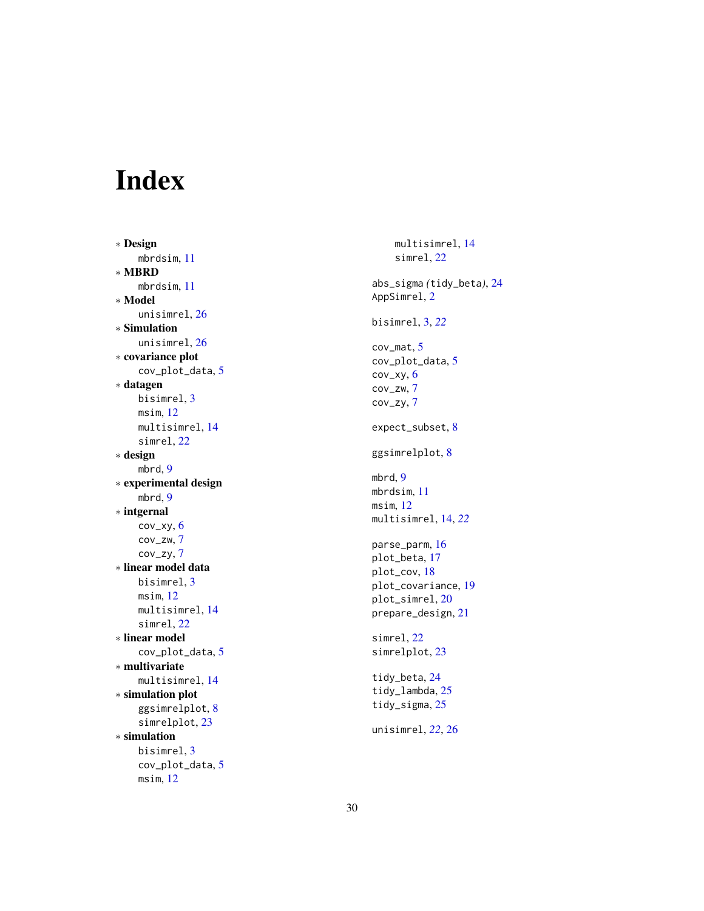# Index

∗ **Design**
  mbrdsim, 11
∗ **MBRD**
  mbrdsim, 11
∗ **Model**
  unisimrel, 26
∗ **Simulation**
  unisimrel, 26
∗ **covariance plot**
  cov_plot_data, 5
∗ **datagen**
  bisimrel, 3
  msim, 12
  multisimrel, 14
  simrel, 22
∗ **design**
  mbrd, 9
∗ **experimental design**
  mbrd, 9
∗ **intgernal**
  cov_xy, 6
  cov_zw, 7
  cov_zy, 7
∗ **linear model data**
  bisimrel, 3
  msim, 12
  multisimrel, 14
  simrel, 22
∗ **linear model**
  cov_plot_data, 5
∗ **multivariate**
  multisimrel, 14
∗ **simulation plot**
  ggsimrelplot, 8
  simrelplot, 23
∗ **simulation**
  bisimrel, 3
  cov_plot_data, 5
  msim, 12
  multisimrel, 14
  simrel, 22

abs_sigma *(tidy_beta)*, 24
AppSimrel, 2

bisimrel, 3, *22*

cov_mat, 5
cov_plot_data, 5
cov_xy, 6
cov_zw, 7
cov_zy, 7

expect_subset, 8

ggsimrelplot, 8

mbrd, 9
mbrdsim, 11
msim, 12
multisimrel, 14, *22*

parse_parm, 16
plot_beta, 17
plot_cov, 18
plot_covariance, 19
plot_simrel, 20
prepare_design, 21

simrel, 22
simrelplot, 23

tidy_beta, 24
tidy_lambda, 25
tidy_sigma, 25

unisimrel, *22*, 26